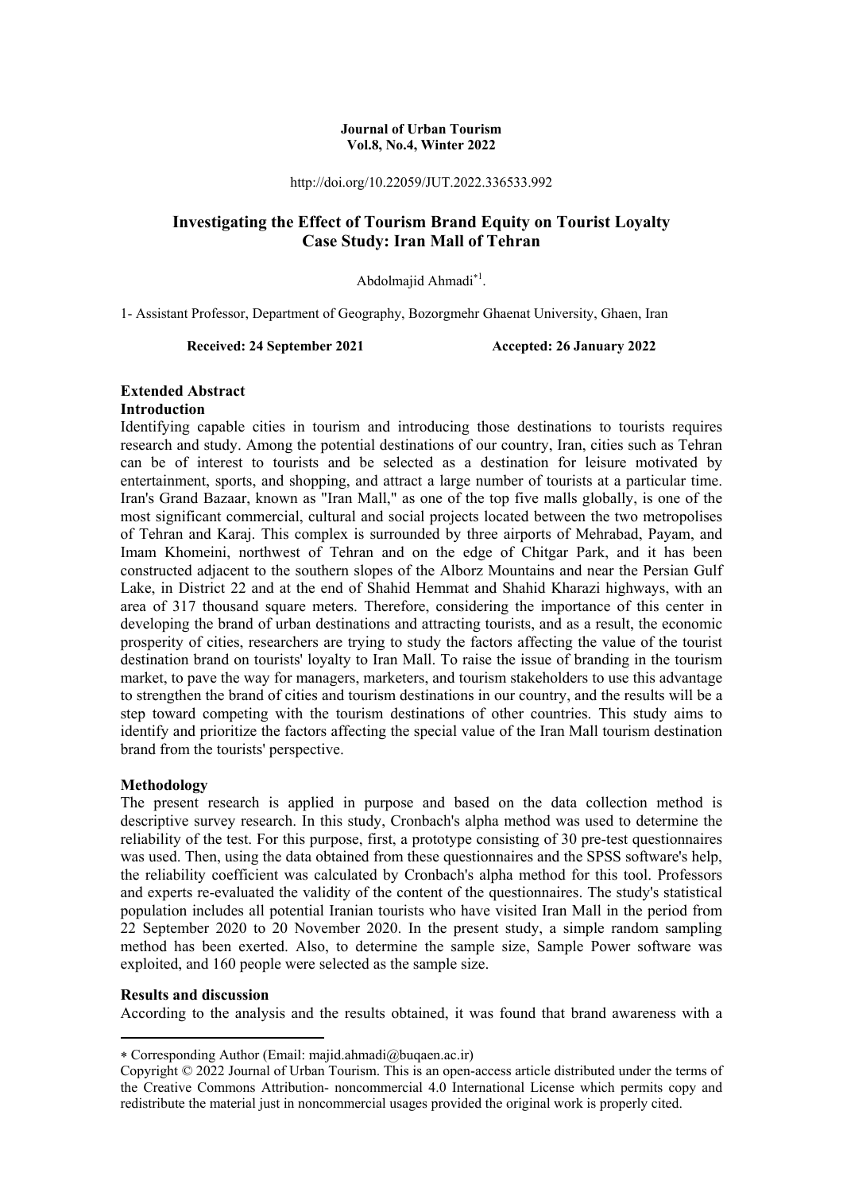**Journal of Urban Tourism**
**Vol.8, No.4, Winter 2022**

http://doi.org/10.22059/JUT.2022.336533.992

# Investigating the Effect of Tourism Brand Equity on Tourist Loyalty Case Study: Iran Mall of Tehran

Abdolmajid Ahmadi*[1].

1- Assistant Professor, Department of Geography, Bozorgmehr Ghaenat University, Ghaen, Iran

**Received: 24 September 2021** **Accepted: 26 January 2022**

## Extended Abstract

### Introduction

Identifying capable cities in tourism and introducing those destinations to tourists requires research and study. Among the potential destinations of our country, Iran, cities such as Tehran can be of interest to tourists and be selected as a destination for leisure motivated by entertainment, sports, and shopping, and attract a large number of tourists at a particular time. Iran's Grand Bazaar, known as "Iran Mall," as one of the top five malls globally, is one of the most significant commercial, cultural and social projects located between the two metropolises of Tehran and Karaj. This complex is surrounded by three airports of Mehrabad, Payam, and Imam Khomeini, northwest of Tehran and on the edge of Chitgar Park, and it has been constructed adjacent to the southern slopes of the Alborz Mountains and near the Persian Gulf Lake, in District 22 and at the end of Shahid Hemmat and Shahid Kharazi highways, with an area of 317 thousand square meters. Therefore, considering the importance of this center in developing the brand of urban destinations and attracting tourists, and as a result, the economic prosperity of cities, researchers are trying to study the factors affecting the value of the tourist destination brand on tourists' loyalty to Iran Mall. To raise the issue of branding in the tourism market, to pave the way for managers, marketers, and tourism stakeholders to use this advantage to strengthen the brand of cities and tourism destinations in our country, and the results will be a step toward competing with the tourism destinations of other countries. This study aims to identify and prioritize the factors affecting the special value of the Iran Mall tourism destination brand from the tourists' perspective.

### Methodology

The present research is applied in purpose and based on the data collection method is descriptive survey research. In this study, Cronbach's alpha method was used to determine the reliability of the test. For this purpose, first, a prototype consisting of 30 pre-test questionnaires was used. Then, using the data obtained from these questionnaires and the SPSS software's help, the reliability coefficient was calculated by Cronbach's alpha method for this tool. Professors and experts re-evaluated the validity of the content of the questionnaires. The study's statistical population includes all potential Iranian tourists who have visited Iran Mall in the period from 22 September 2020 to 20 November 2020. In the present study, a simple random sampling method has been exerted. Also, to determine the sample size, Sample Power software was exploited, and 160 people were selected as the sample size.

### Results and discussion

According to the analysis and the results obtained, it was found that brand awareness with a

---

* Corresponding Author (Email: majid.ahmadi@buqaen.ac.ir)

Copyright © 2022 Journal of Urban Tourism. This is an open-access article distributed under the terms of the Creative Commons Attribution- noncommercial 4.0 International License which permits copy and redistribute the material just in noncommercial usages provided the original work is properly cited.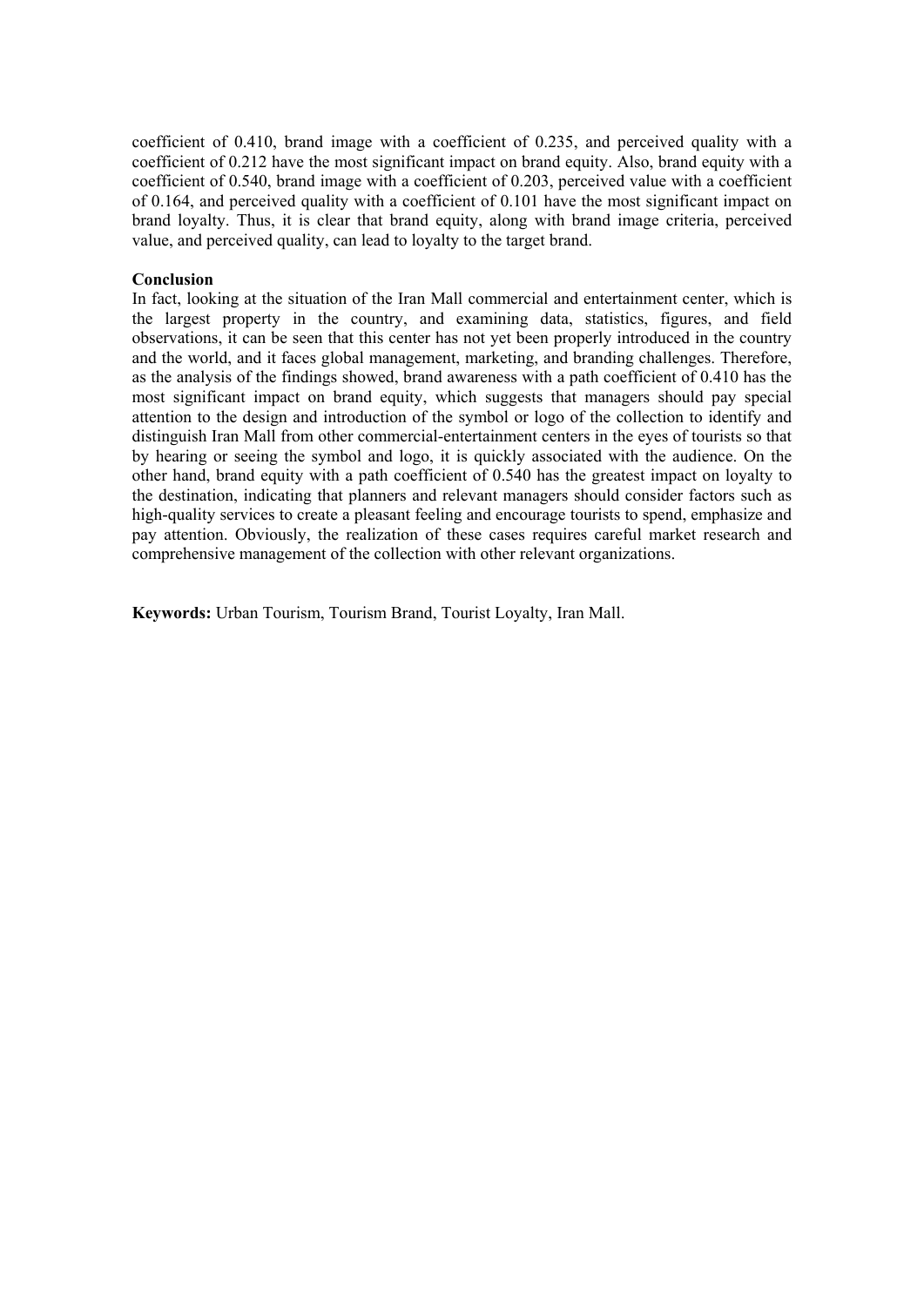coefficient of 0.410, brand image with a coefficient of 0.235, and perceived quality with a coefficient of 0.212 have the most significant impact on brand equity. Also, brand equity with a coefficient of 0.540, brand image with a coefficient of 0.203, perceived value with a coefficient of 0.164, and perceived quality with a coefficient of 0.101 have the most significant impact on brand loyalty. Thus, it is clear that brand equity, along with brand image criteria, perceived value, and perceived quality, can lead to loyalty to the target brand.

**Conclusion**

In fact, looking at the situation of the Iran Mall commercial and entertainment center, which is the largest property in the country, and examining data, statistics, figures, and field observations, it can be seen that this center has not yet been properly introduced in the country and the world, and it faces global management, marketing, and branding challenges. Therefore, as the analysis of the findings showed, brand awareness with a path coefficient of 0.410 has the most significant impact on brand equity, which suggests that managers should pay special attention to the design and introduction of the symbol or logo of the collection to identify and distinguish Iran Mall from other commercial-entertainment centers in the eyes of tourists so that by hearing or seeing the symbol and logo, it is quickly associated with the audience. On the other hand, brand equity with a path coefficient of 0.540 has the greatest impact on loyalty to the destination, indicating that planners and relevant managers should consider factors such as high-quality services to create a pleasant feeling and encourage tourists to spend, emphasize and pay attention. Obviously, the realization of these cases requires careful market research and comprehensive management of the collection with other relevant organizations.

**Keywords:** Urban Tourism, Tourism Brand, Tourist Loyalty, Iran Mall.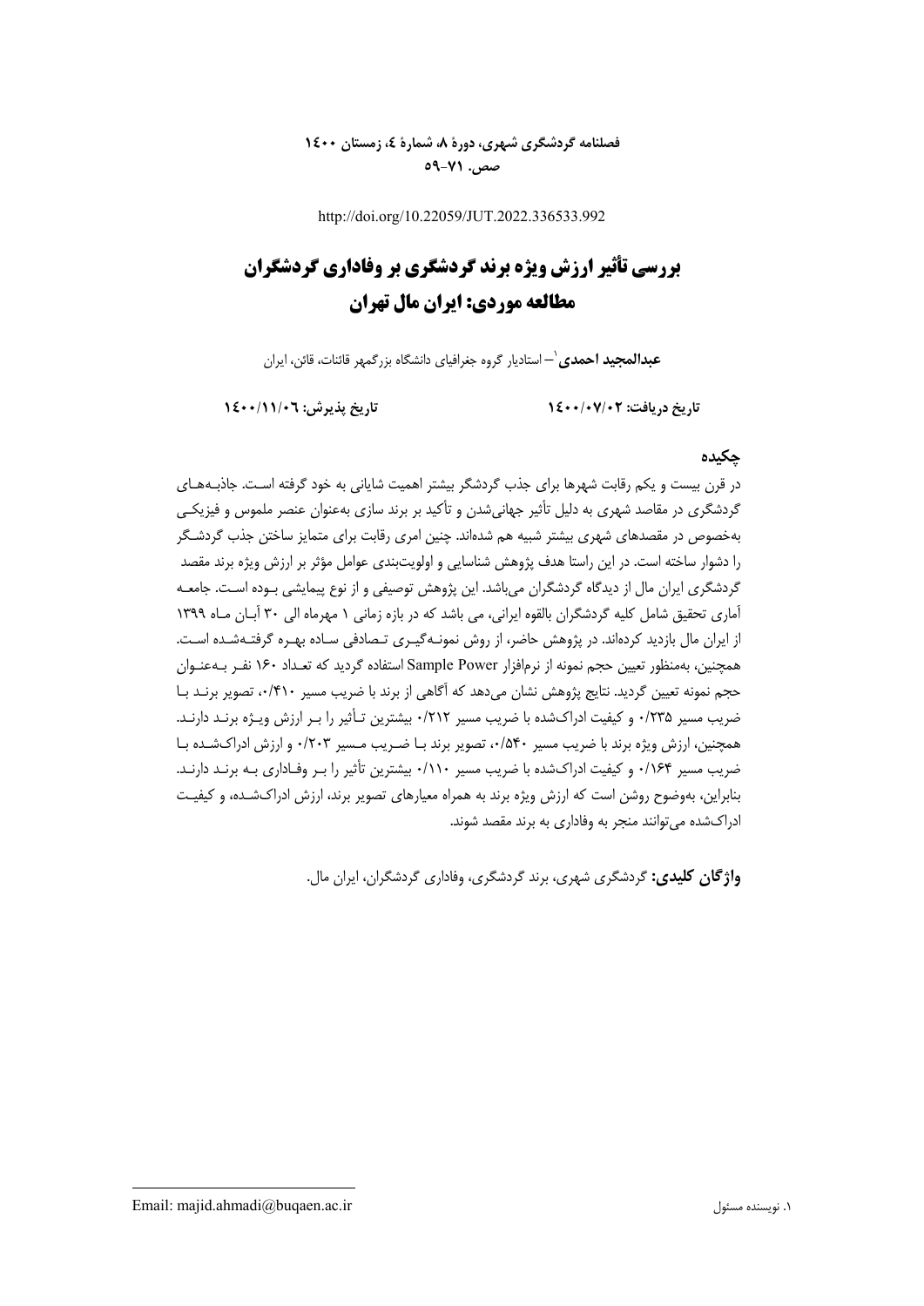http://doi.org/10.22059/JUT.2022.336533.992

# بررسی تأثیر ارزش ویژه برند گردشگری بر وفاداری گردشگران
# مطالعه موردی: ایران مال تهران

**عبدالمجید احمدی**[1]– استادیار گروه جغرافیای دانشگاه بزرگمهر قائنات، قائن، ایران

**تاریخ دریافت: ۱۴۰۰/۰۷/۰۲** **تاریخ پذیرش: ۱۴۰۰/۱۱/۰۶**

## چکیده

در قرن بیست و یکم رقابت شهرها برای جذب گردشگر بیشتر اهمیت شایانی به خود گرفته است. جاذبه‌های گردشگری در مقاصد شهری به دلیل تأثیر جهانی‌شدن و تأکید بر برند سازی به‌عنوان عنصر ملموس و فیزیکی به‌خصوص در مقصدهای شهری بیشتر شبیه هم شده‌اند. چنین امری رقابت برای متمایز ساختن جذب گردشگر را دشوار ساخته است. در این راستا هدف پژوهش شناسایی و اولویت‌بندی عوامل مؤثر بر ارزش ویژه برند مقصد گردشگری ایران مال از دیدگاه گردشگران می‌باشد. این پژوهش توصیفی و از نوع پیمایشی بوده است. جامعه آماری تحقیق شامل کلیه گردشگران بالقوه ایرانی، می باشد که در بازه زمانی ۱ مهرماه الی ۳۰ آبان ماه ۱۳۹۹ از ایران مال بازدید کرده‌اند. در پژوهش حاضر، از روش نمونه‌گیری تصادفی ساده بهره گرفته‌شده است. همچنین، به‌منظور تعیین حجم نمونه از نرم‌افزار Sample Power استفاده گردید که تعداد ۱۶۰ نفر به‌عنوان حجم نمونه تعیین گردید. نتایج پژوهش نشان می‌دهد که آگاهی از برند با ضریب مسیر ۰/۴۱۰، تصویر برند با ضریب مسیر ۰/۲۳۵ و کیفیت ادراک‌شده با ضریب مسیر ۰/۲۱۲ بیشترین تأثیر را بر ارزش ویژه برند دارند. همچنین، ارزش ویژه برند با ضریب مسیر ۰/۵۴۰، تصویر برند با ضریب مسیر ۰/۲۰۳ و ارزش ادراک‌شده با ضریب مسیر ۰/۱۶۴ و کیفیت ادراک‌شده با ضریب مسیر ۰/۱۱۰ بیشترین تأثیر را بر وفاداری به برند دارند. بنابراین، به‌وضوح روشن است که ارزش ویژه برند به همراه معیارهای تصویر برند، ارزش ادراک‌شده، و کیفیت ادراک‌شده می‌توانند منجر به وفاداری به برند مقصد شوند.

**واژگان کلیدی:** گردشگری شهری، برند گردشگری، وفاداری گردشگران، ایران مال.

---

[1] نویسنده مسئول Email: majid.ahmadi@buqaen.ac.ir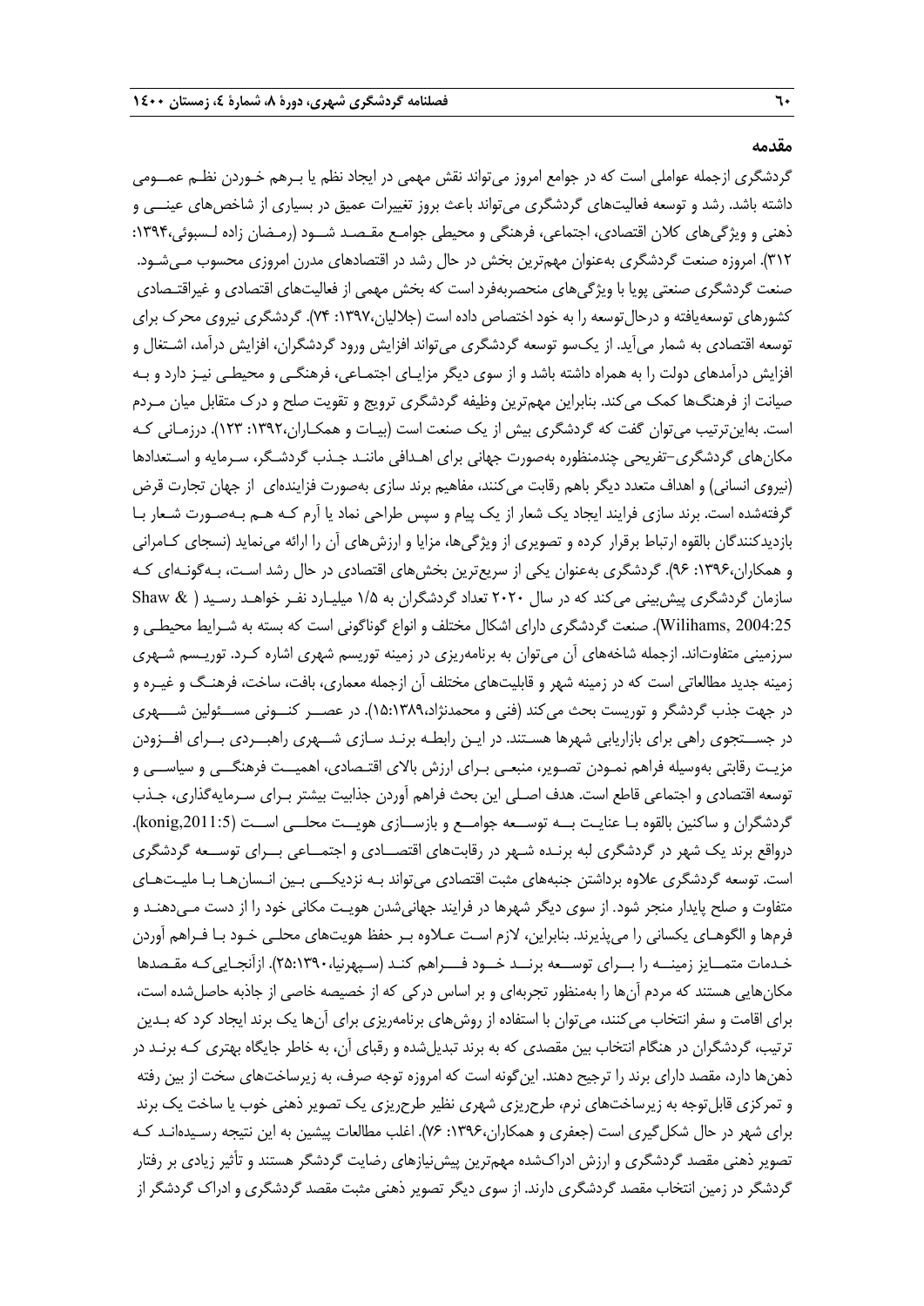## مقدمه

گردشگری ازجمله عواملی است که در جوامع امروز می‌تواند نقش مهمی در ایجاد نظم یا بـرهم خـوردن نظـم عمـومی داشته باشد. رشد و توسعه فعالیت‌های گردشگری می‌تواند باعث بروز تغییرات عمیق در بسیاری از شاخص‌های عینـی و ذهنی و ویژگی‌های کلان اقتصادی، اجتماعی، فرهنگی و محیطی جوامـع مقـصـد شـود (رمـضان زاده لـسبوئی،۱۳۹۴: ۳۱۲). امروزه صنعت گردشگری به‌عنوان مهم‌ترین بخش در حال رشد در اقتصادهای مدرن امروزی محسوب مـی‌شـود. صنعت گردشگری صنعتی پویا با ویژگی‌های منحصربه‌فرد است که بخش مهمی از فعالیت‌های اقتصادی و غیراقتـصادی کشورهای توسعه‌یافته و درحال‌توسعه را به خود اختصاص داده است (جلالیان،۱۳۹۷: ۷۴). گردشگری نیروی محرک برای توسعه اقتصادی به شمار می‌آید. از یک‌سو توسعه گردشگری می‌تواند افزایش ورود گردشگران، افزایش درآمد، اشـتغال و افزایش درآمدهای دولت را به همراه داشته باشد و از سوی دیگر مزایـای اجتمـاعی، فرهنگـی و محیطـی نیـز دارد و بـه صیانت از فرهنگ‌ها کمک می‌کند. بنابراین مهم‌ترین وظیفه گردشگری ترویج و تقویت صلح و درک متقابل میان مـردم است. به‌این‌ترتیب می‌توان گفت که گردشگری بیش از یک صنعت است (بیـات و همکـاران،۱۳۹۲: ۱۲۳). درزمـانی کـه مکان‌های گردشگری-تفریحی چندمنظوره به‌صورت جهانی برای اهـدافی ماننـد جـذب گردشـگر، سـرمایه و اسـتعدادها (نیروی انسانی) و اهداف متعدد دیگر باهم رقابت می‌کنند، مفاهیم برند سازی به‌صورت فزاینده‌ای از جهان تجارت قرض گرفته‌شده است. برند سازی فرایند ایجاد یک شعار از یک پیام و سپس طراحی نماد یا آرم کـه هـم بـه‌صـورت شـعار بـا بازدیدکنندگان بالقوه ارتباط برقرار کرده و تصویری از ویژگی‌ها، مزایا و ارزش‌های آن را ارائه می‌نماید (نسجای کـامرانی و همکاران،۱۳۹۶: ۹۶). گردشگری به‌عنوان یکی از سریع‌ترین بخش‌های اقتصادی در حال رشد اسـت، بـه‌گونـه‌ای کـه سازمان گردشگری پیش‌بینی می‌کند که در سال ۲۰۲۰ تعداد گردشگران به ۱/۵ میلیـارد نفـر خواهـد رسـید ( Shaw & Wilihams, 2004:25). صنعت گردشگری دارای اشکال مختلف و انواع گوناگونی است که بسته به شـرایط محیطـی و سرزمینی متفاوت‌اند. ازجمله شاخه‌های آن می‌توان به برنامه‌ریزی در زمینه توریسم شهری اشاره کـرد. توریـسم شـهری زمینه جدید مطالعاتی است که در زمینه شهر و قابلیت‌های مختلف آن ازجمله معماری، بافت، ساخت، فرهنـگ و غیـره و در جهت جذب گردشگر و توریست بحث می‌کند (فنی و محمدنژاد،۱۳۸۹:۱۵). در عصـر کنـونی مسـئولین شـهری در جسـتجوی راهی برای بازاریابی شهرها هستند. در ایـن رابطـه برنـد سـازی شـهری راهبـردی بـرای افـزودن مزیـت رقابتی به‌وسیله فراهم نمـودن تصـویر، منبعـی بـرای ارزش بالای اقتـصادی، اهمیـت فرهنگـی و سیاسـی و توسعه اقتصادی و اجتماعی قاطع است. هدف اصـلی این بحث فراهم آوردن جذابیت بیشتر بـرای سـرمایه‌گذاری، جـذب گردشگران و ساکنین بالقوه بـا عنایـت بـه توسـعه جوامـع و بازسـازی هویـت محلـی اسـت (konig,2011:5). درواقع برند یک شهر در گردشگری لبه برنـده شـهر در رقابت‌های اقتصـادی و اجتمـاعی بـرای توسـعه گردشگری است. توسعه گردشگری علاوه برداشتن جنبه‌های مثبت اقتصادی می‌تواند بـه نزدیکـی بـین انـسان‌هـا بـا ملیـت‌هـای متفاوت و صلح پایدار منجر شود. از سوی دیگر شهرها در فرایند جهانی‌شدن هویـت مکانی خود را از دست مـی‌دهنـد و فرم‌ها و الگوهـای یکسانی را می‌پذیرند. بنابراین، لازم اسـت عـلاوه بـر حفظ هویت‌های محلـی خـود بـا فـراهم آوردن خـدمات متمـایز زمینـه را بـرای توسـعه برنـد خـود فـراهم کنـد (سپهرنیا،۱۳۹۰:۲۵). ازآنجـایی‌کـه مقـصدها مکان‌هایی هستند که مردم آن‌ها را به‌منظور تجربه‌ای و بر اساس درکی که از خصیصه خاصی از جاذبه حاصل‌شده است، برای اقامت و سفر انتخاب می‌کنند، می‌توان با استفاده از روش‌های برنامه‌ریزی برای آن‌ها یک برند ایجاد کرد که بـدین ترتیب، گردشگران در هنگام انتخاب بین مقصدی که به برند تبدیل‌شده و رقبای آن، به خاطر جایگاه بهتری کـه برنـد در ذهن‌ها دارد، مقصد دارای برند را ترجیح دهند. این‌گونه است که امروزه توجه صرف، به زیرساخت‌های سخت از بین رفته و تمرکزی قابل‌توجه به زیرساخت‌های نرم، طرح‌ریزی شهری نظیر طرح‌ریزی یک تصویر ذهنی خوب یا ساخت یک برند برای شهر در حال شکل‌گیری است (جعفری و همکاران،۱۳۹۶: ۷۶). اغلب مطالعات پیشین به این نتیجه رسـیده‌انـد کـه تصویر ذهنی مقصد گردشگری و ارزش ادراک‌شده مهم‌ترین پیش‌نیازهای رضایت گردشگر هستند و تأثیر زیادی بر رفتار گردشگر در زمین انتخاب مقصد گردشگری دارند. از سوی دیگر تصویر ذهنی مثبت مقصد گردشگری و ادراک گردشگر از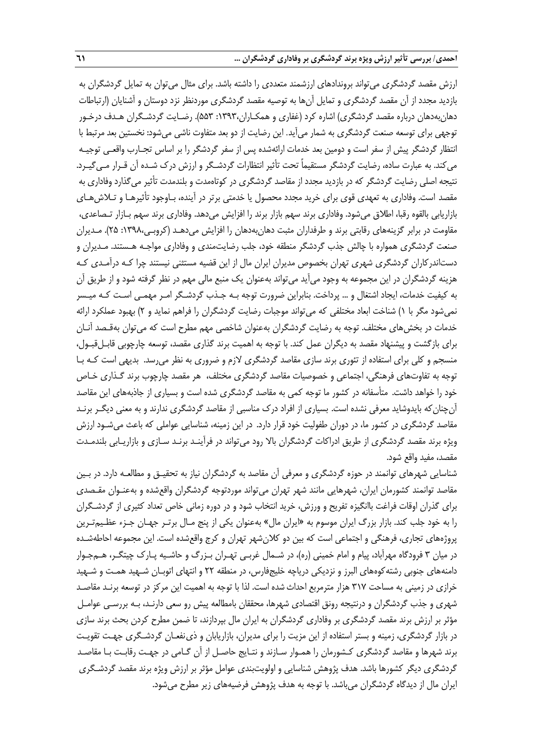ارزش مقصد گردشگری می‌تواند بروندادهای ارزشمند متعددی را داشته باشد. برای مثال می‌توان به تمایل گردشگران به بازدید مجدد از آن مقصد گردشگری و تمایل آن‌ها به توصیه مقصد گردشگری موردنظر نزد دوستان و آشنایان (ارتباطات دهان‌به‌دهان درباره مقصد گردشگری) اشاره کرد (غفاری و همکاران،۱۳۹۳: ۵۵۳). رضایت گردشگران هدف درخور توجهی برای توسعه صنعت گردشگری به شمار می‌آید. این رضایت از دو بعد متفاوت ناشی می‌شود: نخستین بعد مرتبط با انتظار گردشگر پیش از سفر است و دومین بعد خدمات ارائه‌شده پس از سفر گردشگر را بر اساس تجارب واقعی توجیه می‌کند. به عبارت ساده، رضایت گردشگر مستقیماً تحت تأثیر انتظارات گردشگر و ارزش درک شده آن قرار می‌گیرد. نتیجه اصلی رضایت گردشگر که در بازدید مجدد از مقاصد گردشگری در کوتاه‌مدت و بلندمدت تأثیر می‌گذارد وفاداری به مقصد است. وفاداری به تعهدی قوی برای خرید مجدد محصول یا خدمتی برتر در آینده، باوجود تأثیرها و تلاش‌های بازاریابی بالقوه رقبا، اطلاق می‌شود. وفاداری برند سهم بازار برند را افزایش می‌دهد. وفاداری برند سهم بازار تصاعدی، مقاومت در برابر گزینه‌های رقابتی برند و طرفداران مثبت دهان‌به‌دهان را افزایش می‌دهد (کروبی،۱۳۹۸: ۲۵). مدیران صنعت گردشگری همواره با چالش جذب گردشگر منطقه خود، جلب رضایت‌مندی و وفاداری مواجه هستند. مدیران و دست‌اندرکاران گردشگری شهری تهران بخصوص مدیران ایران مال از این قضیه مستثنی نیستند چرا که درآمدی که هزینه گردشگران در این مجموعه به وجود می‌آید می‌تواند به‌عنوان یک منبع مالی مهم در نظر گرفته شود و از طریق آن به کیفیت خدمات، ایجاد اشتغال و ... پرداخت. بنابراین ضرورت توجه به جذب گردشگر امر مهمی است که میسر نمی‌شود مگر با ۱) شناخت ابعاد مختلفی که می‌تواند موجبات رضایت گردشگران را فراهم نماید و ۲) بهبود عملکرد ارائه خدمات در بخش‌های مختلف. توجه به رضایت گردشگران به‌عنوان شاخصی مهم مطرح است که می‌توان به‌قصد آنان برای بازگشت و پیشنهاد مقصد به دیگران عمل کند. با توجه به اهمیت برند گذاری مقصد، توسعه چارچوبی قابل‌قبول، منسجم و کلی برای استفاده از تئوری برند سازی مقاصد گردشگری لازم و ضروری به نظر می‌رسد. بدیهی است که با توجه به تفاوت‌های فرهنگی، اجتماعی و خصوصیات مقاصد گردشگری مختلف، هر مقصد چارچوب برند گذاری خاص خود را خواهد داشت. متأسفانه در کشور ما توجه کمی به مقاصد گردشگری شده است و بسیاری از جاذبه‌های این مقاصد آن‌چنان‌که بایدوشاید معرفی نشده است. بسیاری از افراد درک مناسبی از مقاصد گردشگری ندارند و به معنی دیگر برند مقاصد گردشگری در کشور ما، در دوران طفولیت خود قرار دارد. در این زمینه، شناسایی عواملی که باعث می‌شود ارزش ویژه برند مقصد گردشگری از طریق ادراکات گردشگران بالا رود می‌تواند در فرآیند برند سازی و بازاریابی بلندمدت مقصد، مفید واقع شود.

شناسایی شهرهای توانمند در حوزه گردشگری و معرفی آن مقاصد به گردشگران نیاز به تحقیق و مطالعه دارد. در بین مقاصد توانمند کشورمان ایران، شهرهایی مانند شهر تهران می‌تواند موردتوجه گردشگران واقع‌شده و به‌عنوان مقصدی برای گذران اوقات فراغت باانگیزه تفریح و ورزش، خرید انتخاب شود و در دوره زمانی خاص تعداد کثیری از گردشگران را به خود جلب کند. بازار بزرگ ایران موسوم به «ایران مال» به‌عنوان یکی از پنج مال برتر جهان جزء عظیم‌ترین پروژه‌های تجاری، فرهنگی و اجتماعی است که بین دو کلان‌شهر تهران و کرج واقع‌شده است. این مجموعه احاطه‌شده در میان ۳ فرودگاه مهرآباد، پیام و امام خمینی (ره)، در شمال غربی تهران بزرگ و حاشیه پارک چیتگر، هم‌جوار دامنه‌های جنوبی رشته‌کوه‌های البرز و نزدیکی دریاچه خلیج‌فارس، در منطقه ۲۲ و انتهای اتوبان شهید همت و شهید خرازی در زمینی به مساحت ۳۱۷ هزار مترمربع احداث شده است. لذا با توجه به اهمیت این مرکز در توسعه برند مقاصد شهری و جذب گردشگران و درنتیجه رونق اقتصادی شهرها، محققان بامطالعه پیش رو سعی دارند، به بررسی عوامل مؤثر بر ارزش برند مقصد گردشگری بر وفاداری گردشگران به ایران مال بپردازند، تا ضمن مطرح کردن بحث برند سازی در بازار گردشگری، زمینه و بستر استفاده از این مزیت را برای مدیران، بازاریابان و ذی‌نفعان گردشگری جهت تقویت برند شهرها و مقاصد گردشگری کشورمان را هموار سازند و نتایج حاصل از آن گامی در جهت رقابت با مقاصد گردشگری دیگر کشورها باشد. هدف پژوهش شناسایی و اولویت‌بندی عوامل مؤثر بر ارزش ویژه برند مقصد گردشگری ایران مال از دیدگاه گردشگران می‌باشد. با توجه به هدف پژوهش فرضیه‌های زیر مطرح می‌شود.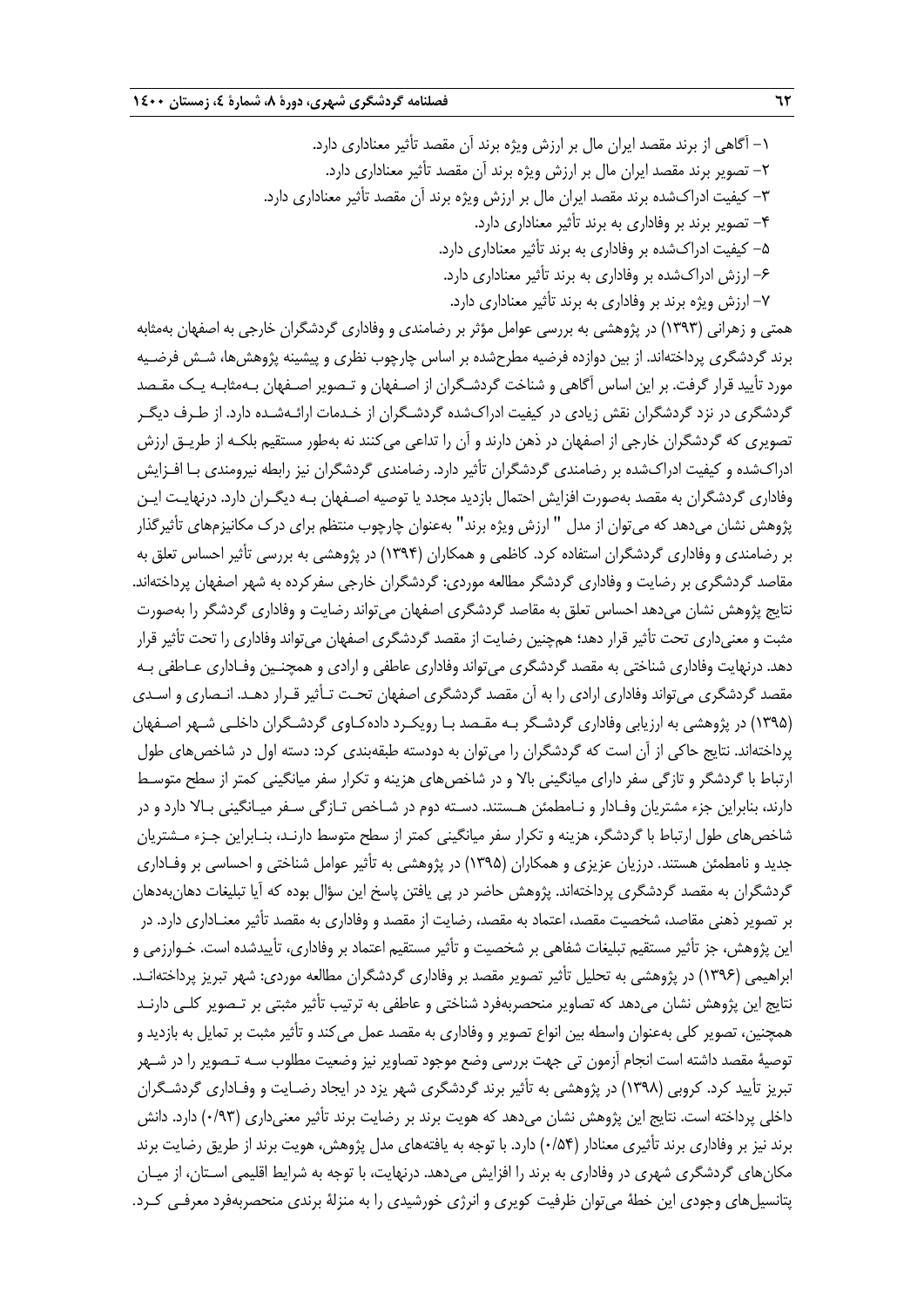۱- آگاهی از برند مقصد ایران مال بر ارزش ویژه برند آن مقصد تأثیر معناداری دارد.

۲- تصویر برند مقصد ایران مال بر ارزش ویژه برند آن مقصد تأثیر معناداری دارد.

۳- کیفیت ادراک‌شده برند مقصد ایران مال بر ارزش ویژه برند آن مقصد تأثیر معناداری دارد.

۴- تصویر برند بر وفاداری به برند تأثیر معناداری دارد.

۵- کیفیت ادراک‌شده بر وفاداری به برند تأثیر معناداری دارد.

۶- ارزش ادراک‌شده بر وفاداری به برند تأثیر معناداری دارد.

۷- ارزش ویژه برند بر وفاداری به برند تأثیر معناداری دارد.

همتی و زهرانی (۱۳۹۳) در پژوهشی به بررسی عوامل مؤثر بر رضامندی و وفاداری گردشگران خارجی به اصفهان به‌مثابه برند گردشگری پرداخته‌اند. از بین دوازده فرضیه مطرح‌شده بر اساس چارچوب نظری و پیشینه پژوهش‌ها، شش فرضیه مورد تأیید قرار گرفت. بر این اساس آگاهی و شناخت گردشگران از اصفهان و تصویر اصفهان به‌مثابه یک مقصد گردشگری در نزد گردشگران نقش زیادی در کیفیت ادراک‌شده گردشگران از خدمات ارائه‌شده دارد. از طرف دیگر تصویری که گردشگران خارجی از اصفهان در ذهن دارند و آن را تداعی می‌کنند نه به‌طور مستقیم بلکه از طریق ارزش ادراک‌شده و کیفیت ادراک‌شده بر رضامندی گردشگران تأثیر دارد. رضامندی گردشگران نیز رابطه نیرومندی با افزایش وفاداری گردشگران به مقصد به‌صورت افزایش احتمال بازدید مجدد یا توصیه اصفهان به دیگران دارد. درنهایت این پژوهش نشان می‌دهد که می‌توان از مدل " ارزش ویژه برند" به‌عنوان چارچوب منتظم برای درک مکانیزم‌های تأثیرگذار بر رضامندی و وفاداری گردشگران استفاده کرد. کاظمی و همکاران (۱۳۹۴) در پژوهشی به بررسی تأثیر احساس تعلق به مقاصد گردشگری بر رضایت و وفاداری گردشگر مطالعه موردی: گردشگران خارجی سفرکرده به شهر اصفهان پرداخته‌اند. نتایج پژوهش نشان می‌دهد احساس تعلق به مقاصد گردشگری اصفهان می‌تواند رضایت و وفاداری گردشگر را به‌صورت مثبت و معنی‌داری تحت تأثیر قرار دهد؛ هم‌چنین رضایت از مقصد گردشگری اصفهان می‌تواند وفاداری را تحت تأثیر قرار دهد. درنهایت وفاداری شناختی به مقصد گردشگری می‌تواند وفاداری عاطفی و ارادی و همچنین وفاداری عاطفی به مقصد گردشگری می‌تواند وفاداری ارادی را به آن مقصد گردشگری اصفهان تحت تأثیر قرار دهد. انصاری و اسدی (۱۳۹۵) در پژوهشی به ارزیابی وفاداری گردشگر به مقصد با رویکرد داده‌کاوی گردشگران داخلی شهر اصفهان پرداخته‌اند. نتایج حاکی از آن است که گردشگران را می‌توان به دودسته طبقه‌بندی کرد: دسته اول در شاخص‌های طول ارتباط با گردشگر و تازگی سفر دارای میانگینی بالا و در شاخص‌های هزینه و تکرار سفر میانگینی کمتر از سطح متوسط دارند، بنابراین جزء مشتریان وفادار و نامطمئن هستند. دسته دوم در شاخص تازگی سفر میانگینی بالا دارد و در شاخص‌های طول ارتباط با گردشگر، هزینه و تکرار سفر میانگینی کمتر از سطح متوسط دارند، بنابراین جزء مشتریان جدید و نامطمئن هستند. درزیان عزیزی و همکاران (۱۳۹۵) در پژوهشی به تأثیر عوامل شناختی و احساسی بر وفاداری گردشگران به مقصد گردشگری پرداخته‌اند. پژوهش حاضر در پی یافتن پاسخ این سؤال بوده که آیا تبلیغات دهان‌به‌دهان بر تصویر ذهنی مقاصد، شخصیت مقصد، اعتماد به مقصد، رضایت از مقصد و وفاداری به مقصد تأثیر معناداری دارد. در این پژوهش، جز تأثیر مستقیم تبلیغات شفاهی بر شخصیت و تأثیر مستقیم اعتماد بر وفاداری، تأییدشده است. خوارزمی و ابراهیمی (۱۳۹۶) در پژوهشی به تحلیل تأثیر تصویر مقصد بر وفاداری گردشگران مطالعه موردی: شهر تبریز پرداخته‌اند. نتایج این پژوهش نشان می‌دهد که تصاویر منحصربه‌فرد شناختی و عاطفی به ترتیب تأثیر مثبتی بر تصویر کلی دارند همچنین، تصویر کلی به‌عنوان واسطه بین انواع تصویر و وفاداری به مقصد عمل می‌کند و تأثیر مثبت بر تمایل به بازدید و توصیهٔ مقصد داشته است انجام آزمون تی جهت بررسی وضع موجود تصاویر نیز وضعیت مطلوب سه تصویر را در شهر تبریز تأیید کرد. کروبی (۱۳۹۸) در پژوهشی به تأثیر برند گردشگری شهر یزد در ایجاد رضایت و وفاداری گردشگران داخلی پرداخته است. نتایج این پژوهش نشان می‌دهد که هویت برند بر رضایت برند تأثیر معنی‌داری (۰/۹۳) دارد. دانش برند نیز بر وفاداری برند تأثیری معنادار (۰/۵۴) دارد. با توجه به یافته‌های مدل پژوهش، هویت برند از طریق رضایت برند مکان‌های گردشگری شهری در وفاداری به برند را افزایش می‌دهد. درنهایت، با توجه به شرایط اقلیمی استان، از میان پتانسیل‌های وجودی این خطهٔ می‌توان ظرفیت کویری و انرژی خورشیدی را به منزلهٔ برندی منحصربه‌فرد معرفی کرد.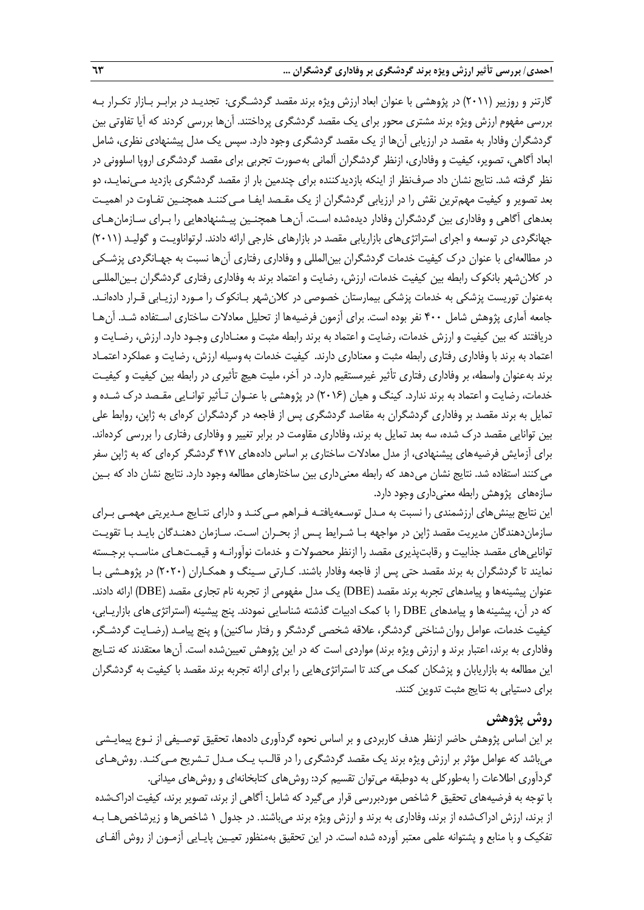گارتنر و روزییر (۲۰۱۱) در پژوهشی با عنوان ابعاد ارزش ویژه برند مقصد گردشگری: تجدید در برابر بازار تکرار به بررسی مفهوم ارزش ویژه برند مشتری محور برای یک مقصد گردشگری پرداختند. آن‌ها بررسی کردند که آیا تفاوتی بین گردشگران وفادار به مقصد در ارزیابی آن‌ها از یک مقصد گردشگری وجود دارد. سپس یک مدل پیشنهادی نظری، شامل ابعاد آگاهی، تصویر، کیفیت و وفاداری، ازنظر گردشگران آلمانی به‌صورت تجربی برای مقصد گردشگری اروپا اسلوونی در نظر گرفته شد. نتایج نشان داد صرف‌نظر از اینکه بازدیدکننده برای چندمین بار از مقصد گردشگری بازدید می‌نماید، دو بعد تصویر و کیفیت مهم‌ترین نقش را در ارزیابی گردشگران از یک مقصد ایفا می‌کنند همچنین تفاوت در اهمیت بعدهای آگاهی و وفاداری بین گردشگران وفادار دیده‌شده است. آن‌ها همچنین پیشنهادهایی را برای سازمان‌های جهانگردی در توسعه و اجرای استراتژی‌های بازاریابی مقصد در بازارهای خارجی ارائه دادند. لرتواناویت و گولید (۲۰۱۱) در مطالعه‌ای با عنوان درک کیفیت خدمات گردشگران بین‌المللی و وفاداری رفتاری آن‌ها نسبت به جهانگردی پزشکی در کلان‌شهر بانکوک رابطه بین کیفیت خدمات، ارزش، رضایت و اعتماد برند به وفاداری رفتاری گردشگران بین‌المللی به‌عنوان توریست پزشکی به خدمات پزشکی بیمارستان خصوصی در کلان‌شهر بانکوک را مورد ارزیابی قرار داده‌اند. جامعه آماری پژوهش شامل ۴۰۰ نفر بوده است. برای آزمون فرضیه‌ها از تحلیل معادلات ساختاری استفاده شد. آن‌ها دریافتند که بین کیفیت و ارزش خدمات، رضایت و اعتماد به برند رابطه مثبت و معناداری وجود دارد. ارزش، رضایت و اعتماد به برند با وفاداری رفتاری رابطه مثبت و معناداری دارند. کیفیت خدمات به‌وسیله ارزش، رضایت و عملکرد اعتماد برند به‌عنوان واسطه، بر وفاداری رفتاری تأثیر غیرمستقیم دارد. در آخر، ملیت هیچ تأثیری در رابطه بین کیفیت و کیفیت خدمات، رضایت و اعتماد به برند ندارد. کینگ و هیان (۲۰۱۶) در پژوهشی با عنوان تأثیر توانایی مقصد درک شده و تمایل به برند مقصد بر وفاداری گردشگران به مقاصد گردشگری پس از فاجعه در گردشگران کره‌ای به ژاپن، روابط علی بین توانایی مقصد درک شده، سه بعد تمایل به برند، وفاداری مقاومت در برابر تغییر و وفاداری رفتاری را بررسی کرده‌اند. برای آزمایش فرضیه‌های پیشنهادی، از مدل معادلات ساختاری بر اساس داده‌های ۴۱۷ گردشگر کره‌ای که به ژاپن سفر می‌کنند استفاده شد. نتایج نشان می‌دهد که رابطه معنی‌داری بین ساختارهای مطالعه وجود دارد. نتایج نشان داد که بین سازه‌های پژوهش رابطه معنی‌داری وجود دارد.

این نتایج بینش‌های ارزشمندی را نسبت به مدل توسعه‌یافته فراهم می‌کند و دارای نتایج مدیریتی مهمی برای سازمان‌دهندگان مدیریت مقصد ژاپن در مواجهه با شرایط پس از بحران است. سازمان دهندگان باید با تقویت توانایی‌های مقصد جذابیت و رقابت‌پذیری مقصد را ازنظر محصولات و خدمات نوآورانه و قیمت‌های مناسب برجسته نمایند تا گردشگران به برند مقصد حتی پس از فاجعه وفادار باشند. کارتی سینگ و همکاران (۲۰۲۰) در پژوهشی با عنوان پیشینه‌ها و پیامدهای تجربه برند مقصد (DBE) یک مدل مفهومی از تجربه نام تجاری مقصد (DBE) ارائه دادند. که در آن، پیشینه‌ها و پیامدهای DBE را با کمک ادبیات گذشته شناسایی نمودند. پنج پیشینه (استراتژی‌های بازاریابی، کیفیت خدمات، عوامل روان‌شناختی گردشگر، علاقه شخصی گردشگر و رفتار ساکنین) و پنج پیامد (رضایت گردشگر، وفاداری به برند، اعتبار برند و ارزش ویژه برند) مواردی است که در این پژوهش تعیین‌شده است. آن‌ها معتقدند که نتایج این مطالعه به بازاریابان و پزشکان کمک می‌کند تا استراتژی‌هایی را برای ارائه تجربه برند مقصد با کیفیت به گردشگران برای دستیابی به نتایج مثبت تدوین کنند.

## روش پژوهش

بر این اساس پژوهش حاضر ازنظر هدف کاربردی و بر اساس نحوه گردآوری داده‌ها، تحقیق توصیفی از نوع پیمایشی می‌باشد که عوامل مؤثر بر ارزش ویژه برند یک مقصد گردشگری را در قالب یک مدل تشریح می‌کند. روش‌های گردآوری اطلاعات را به‌طورکلی به دوطبقه می‌توان تقسیم کرد: روش‌های کتابخانه‌ای و روش‌های میدانی.

با توجه به فرضیه‌های تحقیق ۶ شاخص موردبررسی قرار می‌گیرد که شامل: آگاهی از برند، تصویر برند، کیفیت ادراک‌شده از برند، ارزش ادراک‌شده از برند، وفاداری به برند و ارزش ویژه برند می‌باشند. در جدول ۱ شاخص‌ها و زیرشاخص‌ها به تفکیک و با منابع و پشتوانه علمی معتبر آورده شده است. در این تحقیق به‌منظور تعیین پایایی آزمون از روش آلفای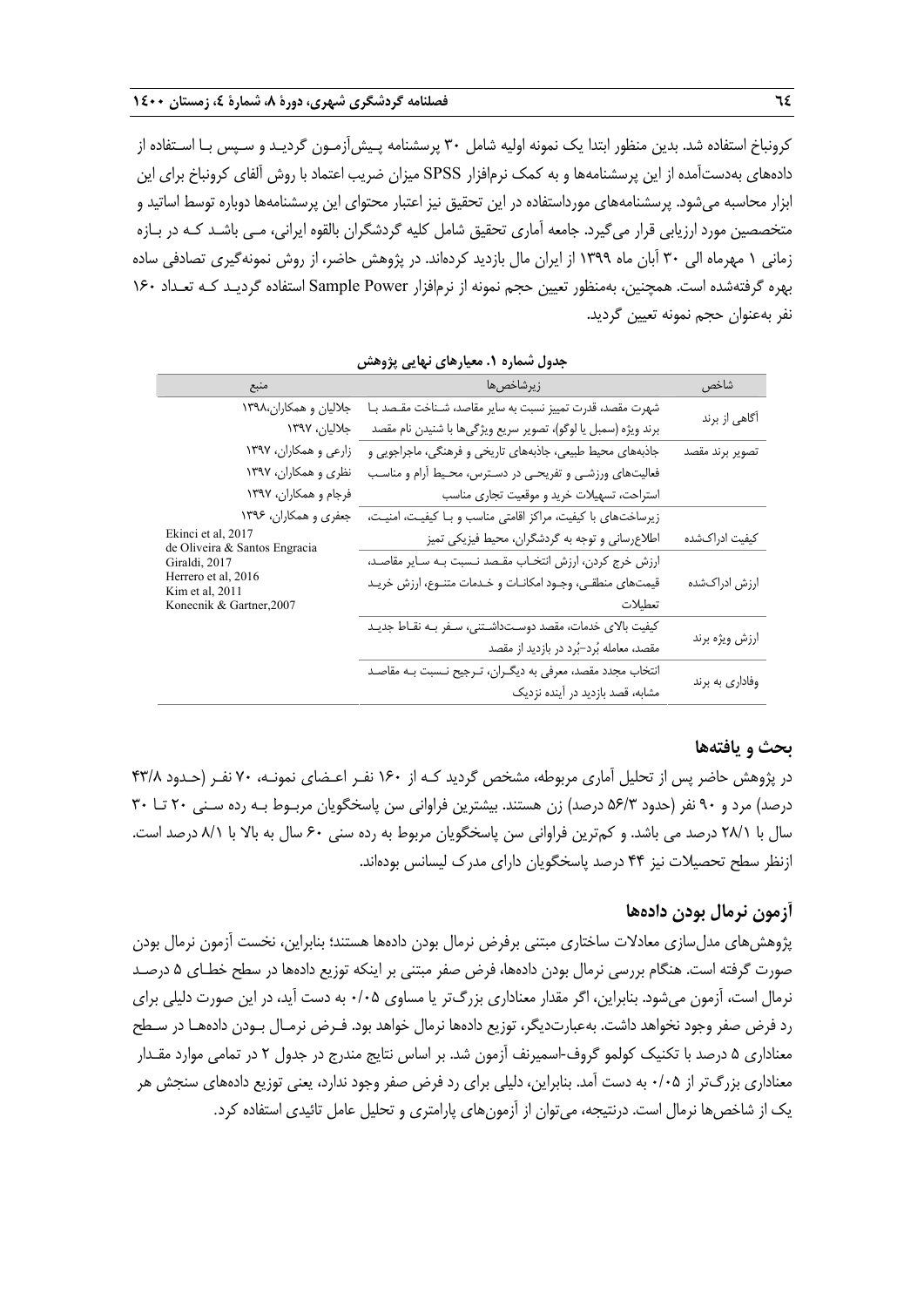کرونباخ استفاده شد. بدین منظور ابتدا یک نمونه اولیه شامل ۳۰ پرسشنامه پیش‌آزمون گردید و سپس با استفاده از داده‌های به‌دست‌آمده از این پرسشنامه‌ها و به کمک نرم‌افزار SPSS میزان ضریب اعتماد با روش آلفای کرونباخ برای این ابزار محاسبه می‌شود. پرسشنامه‌های مورداستفاده در این تحقیق نیز اعتبار محتوای این پرسشنامه‌ها دوباره توسط اساتید و متخصصین مورد ارزیابی قرار می‌گیرد. جامعه آماری تحقیق شامل کلیه گردشگران بالقوه ایرانی، می باشد که در بازه زمانی ۱ مهرماه الی ۳۰ آبان ماه ۱۳۹۹ از ایران مال بازدید کرده‌اند. در پژوهش حاضر، از روش نمونه‌گیری تصادفی ساده بهره گرفته‌شده است. همچنین، به‌منظور تعیین حجم نمونه از نرم‌افزار Sample Power استفاده گردید که تعداد ۱۶۰ نفر به‌عنوان حجم نمونه تعیین گردید.

**جدول شماره ۱. معیارهای نهایی پژوهش**

| شاخص | زیرشاخص‌ها | منبع |
|---|---|---|
| آگاهی از برند | شهرت مقصد، قدرت تمییز نسبت به سایر مقاصد، شناخت مقصد با برند ویژه (سمبل یا لوگو)، تصویر سریع ویژگی‌ها با شنیدن نام مقصد | جلالیان و همکاران،۱۳۹۸<br>جلالیان، ۱۳۹۷ |
| تصویر برند مقصد | جاذبه‌های محیط طبیعی، جاذبه‌های تاریخی و فرهنگی، ماجراجویی و فعالیت‌های ورزشی و تفریحی در دسترس، محیط آرام و مناسب استراحت، تسهیلات خرید و موقعیت تجاری مناسب | زارعی و همکاران، ۱۳۹۷<br>نظری و همکاران، ۱۳۹۷<br>فرجام و همکاران، ۱۳۹۷ |
| کیفیت ادراک‌شده | زیرساخت‌های با کیفیت، مراکز اقامتی مناسب و با کیفیت، امنیت، اطلاع‌رسانی و توجه به گردشگران، محیط فیزیکی تمیز | جعفری و همکاران، ۱۳۹۶<br>Ekinci et al, 2017<br>de Oliveira & Santos Engracia<br>Giraldi, 2017 |
| ارزش ادراک‌شده | ارزش خرج کردن، ارزش انتخاب مقصد نسبت به سایر مقاصد، قیمت‌های منطقی، وجود امکانات و خدمات متنوع، ارزش خرید تعطیلات | Herrero et al, 2016<br>Kim et al, 2011<br>Konecnik & Gartner,2007 |
| ارزش ویژه برند | کیفیت بالای خدمات، مقصد دوست‌داشتنی، سفر به نقاط جدید مقصد، معامله بُرد-بُرد در بازدید از مقصد | |
| وفاداری به برند | انتخاب مجدد مقصد، معرفی به دیگران، ترجیح نسبت به مقاصد مشابه، قصد بازدید در آینده نزدیک | |

## بحث و یافته‌ها

در پژوهش حاضر پس از تحلیل آماری مربوطه، مشخص گردید که از ۱۶۰ نفر اعضای نمونه، ۷۰ نفر (حدود ۴۳/۸ درصد) مرد و ۹۰ نفر (حدود ۵۶/۳ درصد) زن هستند. بیشترین فراوانی سن پاسخگویان مربوط به رده سنی ۲۰ تا ۳۰ سال با ۲۸/۱ درصد می باشد. و کم‌ترین فراوانی سن پاسخگویان مربوط به رده سنی ۶۰ سال به بالا با ۸/۱ درصد است. ازنظر سطح تحصیلات نیز ۴۴ درصد پاسخگویان دارای مدرک لیسانس بوده‌اند.

## آزمون نرمال بودن داده‌ها

پژوهش‌های مدل‌سازی معادلات ساختاری مبتنی برفرض نرمال بودن داده‌ها هستند؛ بنابراین، نخست آزمون نرمال بودن صورت گرفته است. هنگام بررسی نرمال بودن داده‌ها، فرض صفر مبتنی بر اینکه توزیع داده‌ها در سطح خطای ۵ درصد نرمال است، آزمون می‌شود. بنابراین، اگر مقدار معناداری بزرگ‌تر یا مساوی ۰/۰۵ به دست آید، در این صورت دلیلی برای رد فرض صفر وجود نخواهد داشت. به‌عبارت‌دیگر، توزیع داده‌ها نرمال خواهد بود. فرض نرمال بودن داده‌ها در سطح معناداری ۵ درصد با تکنیک کولمو گروف-اسمیرنف آزمون شد. بر اساس نتایج مندرج در جدول ۲ در تمامی موارد مقدار معناداری بزرگ‌تر از ۰/۰۵ به دست آمد. بنابراین، دلیلی برای رد فرض صفر وجود ندارد، یعنی توزیع داده‌های سنجش هر یک از شاخص‌ها نرمال است. درنتیجه، می‌توان از آزمون‌های پارامتری و تحلیل عامل تائیدی استفاده کرد.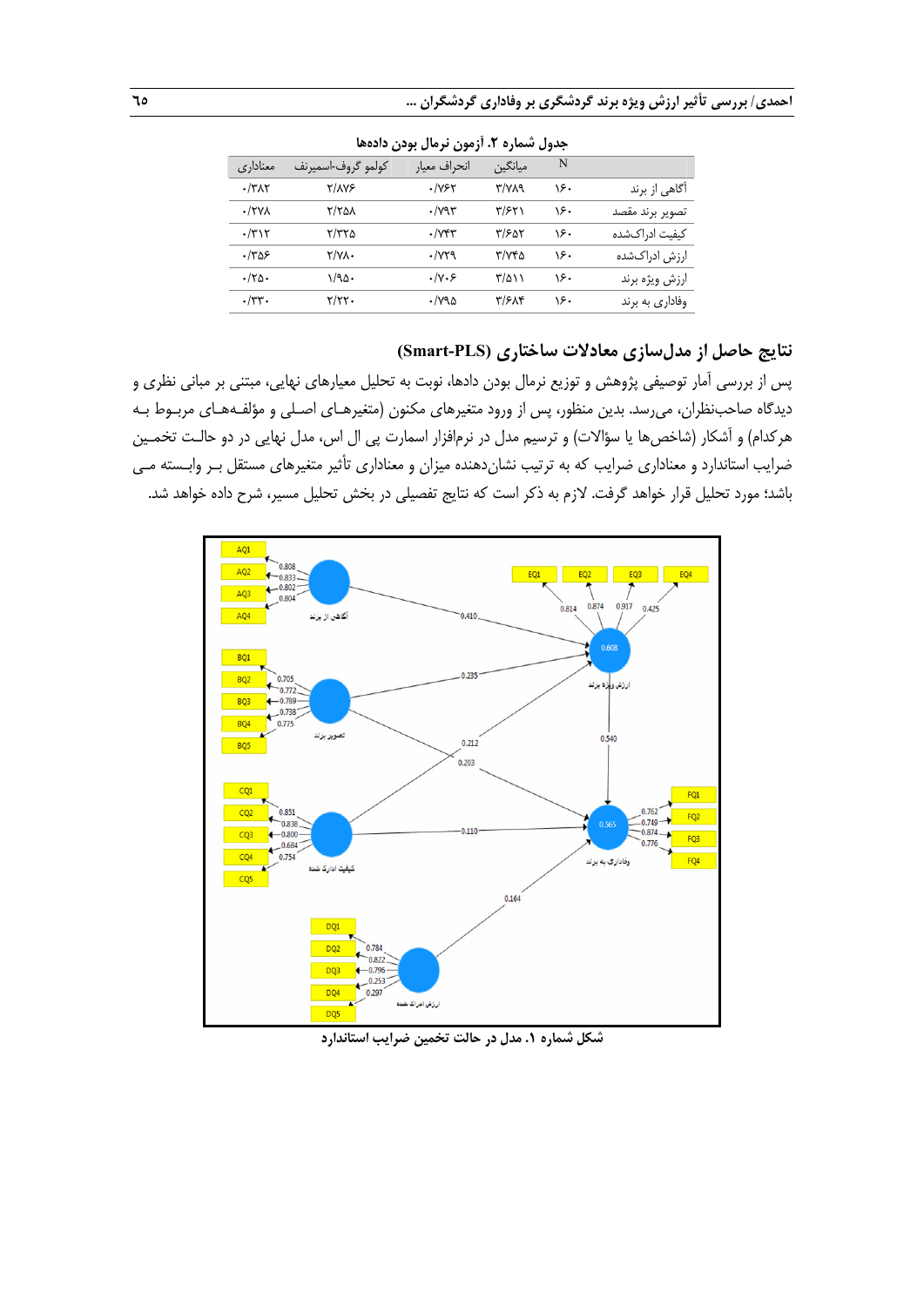جدول شماره ۲. آزمون نرمال بودن داده‌ها

| | N | میانگین | انحراف معیار | کولمو گروف-اسمیرنف | معناداری |
|---|---|---|---|---|---|
| آگاهی از برند | ۱۶۰ | ۳/۷۸۹ | ۰/۷۶۲ | ۲/۸۷۶ | ۰/۳۸۲ |
| تصویر برند مقصد | ۱۶۰ | ۳/۶۲۱ | ۰/۷۹۳ | ۲/۲۵۸ | ۰/۲۷۸ |
| کیفیت ادراک‌شده | ۱۶۰ | ۳/۶۵۲ | ۰/۷۴۳ | ۲/۳۲۵ | ۰/۳۱۲ |
| ارزش ادراک‌شده | ۱۶۰ | ۳/۷۴۵ | ۰/۷۲۹ | ۲/۷۸۰ | ۰/۳۵۶ |
| ارزش ویژه برند | ۱۶۰ | ۳/۵۱۱ | ۰/۷۰۶ | ۱/۹۵۰ | ۰/۲۵۰ |
| وفاداری به برند | ۱۶۰ | ۳/۶۸۴ | ۰/۷۹۵ | ۲/۲۲۰ | ۰/۳۳۰ |

## نتایج حاصل از مدل‌سازی معادلات ساختاری (Smart-PLS)

پس از بررسی آمار توصیفی پژوهش و توزیع نرمال بودن داده‌ها، نوبت به تحلیل معیارهای نهایی، مبتنی بر مبانی نظری و دیدگاه صاحب‌نظران، می‌رسد. بدین منظور، پس از ورود متغیرهای مکنون (متغیرهای اصلی و مؤلفه‌های مربوط به هرکدام) و آشکار (شاخص‌ها یا سؤالات) و ترسیم مدل در نرم‌افزار اسمارت پی ال اس، مدل نهایی در دو حالت تخمین ضرایب استاندارد و معناداری ضرایب که به ترتیب نشان‌دهنده میزان و معناداری تأثیر متغیرهای مستقل بر وابسته می‌باشد؛ مورد تحلیل قرار خواهد گرفت. لازم به ذکر است که نتایج تفصیلی در بخش تحلیل مسیر، شرح داده خواهد شد.

شکل شماره ۱. مدل در حالت تخمین ضرایب استاندارد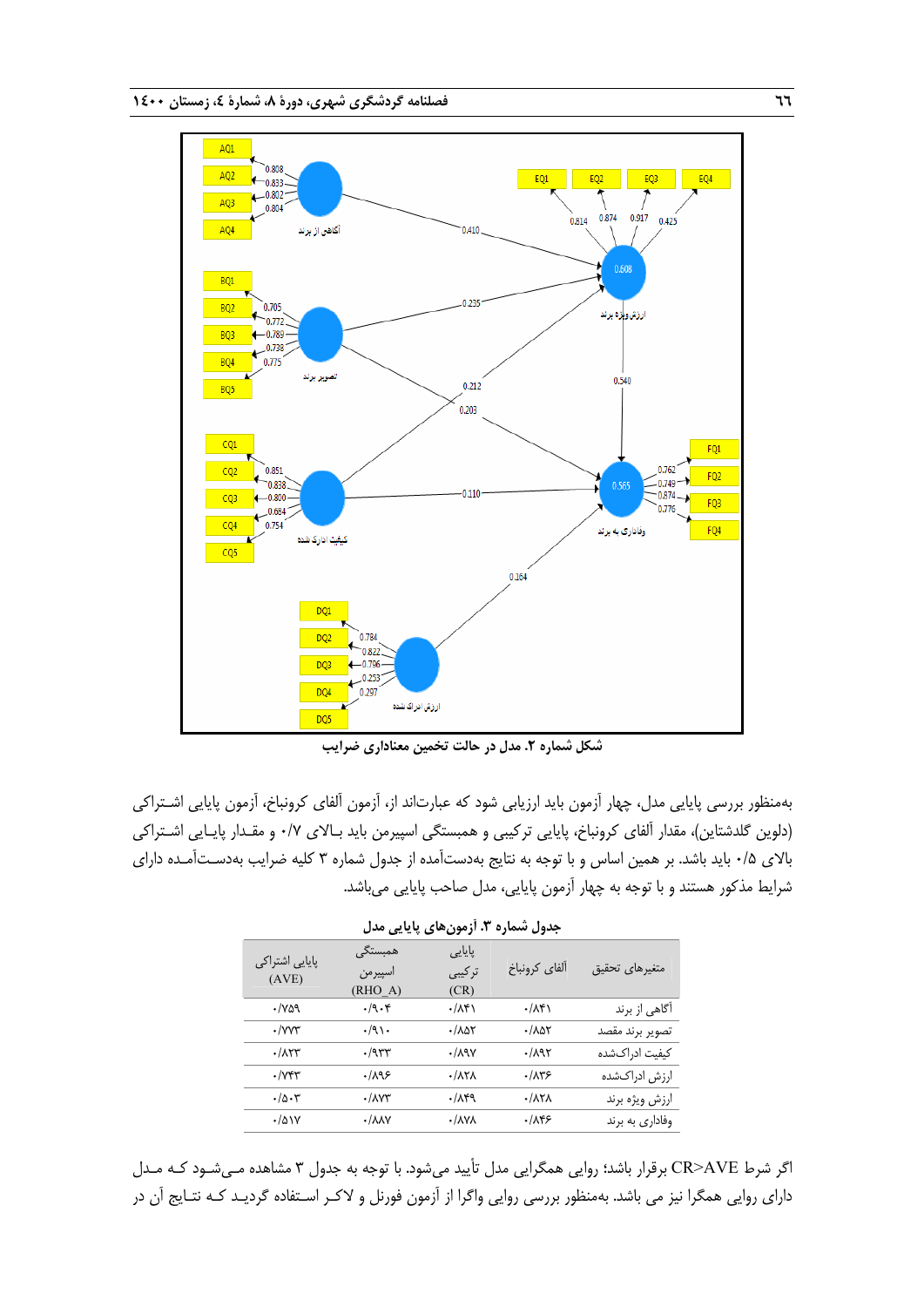شکل شماره ۲. مدل در حالت تخمین معناداری ضرایب

به‌منظور بررسی پایایی مدل، چهار آزمون باید ارزیابی شود که عبارت‌اند از، آزمون آلفای کرونباخ، آزمون پایایی اشـتراکی (دلوین گلدشتاین)، مقدار آلفای کرونباخ، پایایی ترکیبی و همبستگی اسپیرمن باید بـالای ۰/۷ و مقـدار پایـایی اشـتراکی بالای ۰/۵ باید باشد. بر همین اساس و با توجه به نتایج به‌دست‌آمده از جدول شماره ۳ کلیه ضرایب به‌دسـت‌آمـده دارای شرایط مذکور هستند و با توجه به چهار آزمون پایایی، مدل صاحب پایایی می‌باشد.

جدول شماره ۳. آزمون‌های پایایی مدل

| متغیرهای تحقیق | آلفای کرونباخ | پایایی ترکیبی (CR) | همبستگی اسپیرمن (RHO_A) | پایایی اشتراکی (AVE) |
|---|---|---|---|---|
| آگاهی از برند | ۰/۸۴۱ | ۰/۸۴۱ | ۰/۹۰۴ | ۰/۷۵۹ |
| تصویر برند مقصد | ۰/۸۵۲ | ۰/۸۵۲ | ۰/۹۱۰ | ۰/۷۷۳ |
| کیفیت ادراک‌شده | ۰/۸۹۲ | ۰/۸۹۷ | ۰/۹۳۳ | ۰/۸۲۳ |
| ارزش ادراک‌شده | ۰/۸۳۶ | ۰/۸۲۸ | ۰/۸۹۶ | ۰/۷۴۳ |
| ارزش ویژه برند | ۰/۸۲۸ | ۰/۸۴۹ | ۰/۸۷۳ | ۰/۵۰۳ |
| وفاداری به برند | ۰/۸۴۶ | ۰/۸۷۸ | ۰/۸۸۷ | ۰/۵۱۷ |

اگر شرط CR>AVE برقرار باشد؛ روایی همگرایی مدل تأیید می‌شود. با توجه به جدول ۳ مشاهده مـی‌شـود کـه مـدل دارای روایی همگرا نیز می باشد. به‌منظور بررسی روایی واگرا از آزمون فورنل و لاکـر اسـتفاده گردیـد کـه نتـایج آن در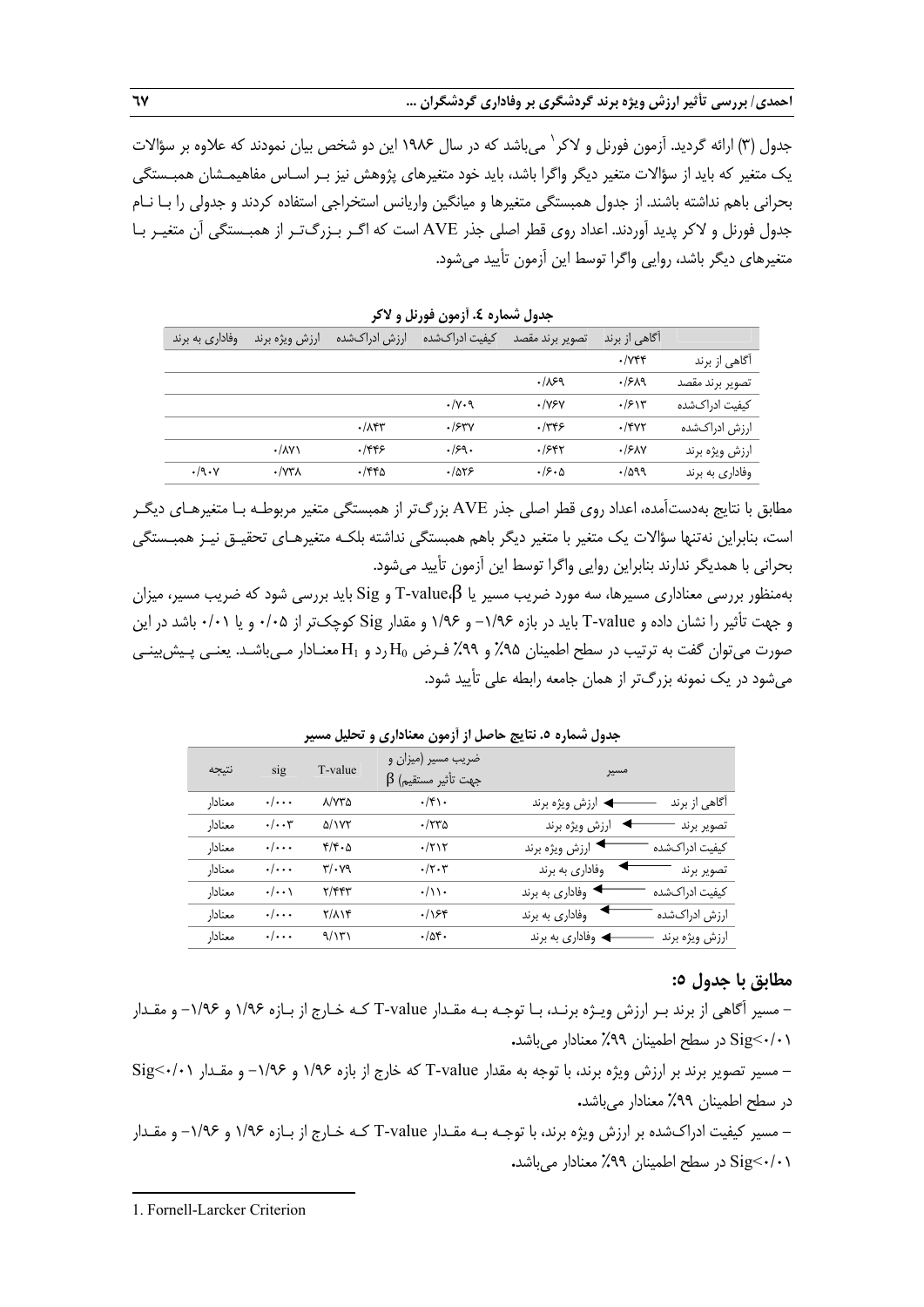جدول (۳) ارائه گردید. آزمون فورنل و لاکر[1] می‌باشد که در سال ۱۹۸۶ این دو شخص بیان نمودند که علاوه بر سؤالات یک متغیر که باید از سؤالات متغیر دیگر واگرا باشد، باید خود متغیرهای پژوهش نیز بر اساس مفاهیم‌شان همبستگی بحرانی باهم نداشته باشند. از جدول همبستگی متغیرها و میانگین واریانس استخراجی استفاده کردند و جدولی را با نام جدول فورنل و لاکر پدید آوردند. اعداد روی قطر اصلی جذر AVE است که اگر بزرگ‌تر از همبستگی آن متغیر با متغیرهای دیگر باشد، روایی واگرا توسط این آزمون تأیید می‌شود.

**جدول شماره ٤. آزمون فورنل و لاکر**

| | آگاهی از برند | تصویر برند مقصد | کیفیت ادراک‌شده | ارزش ادراک‌شده | ارزش ویژه برند | وفاداری به برند |
|---|---|---|---|---|---|---|
| آگاهی از برند | ۰/۷۴۴ | | | | | |
| تصویر برند مقصد | ۰/۶۸۹ | ۰/۸۶۹ | | | | |
| کیفیت ادراک‌شده | ۰/۶۱۳ | ۰/۷۶۷ | ۰/۷۰۹ | | | |
| ارزش ادراک‌شده | ۰/۴۷۲ | ۰/۳۴۶ | ۰/۶۳۷ | ۰/۸۴۳ | | |
| ارزش ویژه برند | ۰/۶۸۷ | ۰/۶۴۲ | ۰/۶۹۰ | ۰/۴۴۶ | ۰/۸۷۱ | |
| وفاداری به برند | ۰/۵۹۹ | ۰/۶۰۵ | ۰/۵۲۶ | ۰/۴۴۵ | ۰/۷۳۸ | ۰/۹۰۷ |

مطابق با نتایج به‌دست‌آمده، اعداد روی قطر اصلی جذر AVE بزرگ‌تر از همبستگی متغیر مربوطه با متغیرهای دیگر است، بنابراین نه‌تنها سؤالات یک متغیر با متغیر دیگر باهم همبستگی نداشته بلکه متغیرهای تحقیق نیز همبستگی بحرانی با همدیگر ندارند بنابراین روایی واگرا توسط این آزمون تأیید می‌شود.

به‌منظور بررسی معناداری مسیرها، سه مورد ضریب مسیر یا β، T-value و Sig باید بررسی شود که ضریب مسیر، میزان و جهت تأثیر را نشان داده و T-value باید در بازه ۱/۹۶- و ۱/۹۶ و مقدار Sig کوچک‌تر از ۰/۰۵ و یا ۰/۰۱ باشد در این صورت می‌توان گفت به ترتیب در سطح اطمینان ۹۵٪ و ۹۹٪ فرض $H_0$ رد و $H_1$ معنادار می‌باشد. یعنی پیش‌بینی می‌شود در یک نمونه بزرگ‌تر از همان جامعه رابطه علی تأیید شود.

**جدول شماره ٥. نتایج حاصل از آزمون معناداری و تحلیل مسیر**

| مسیر | ضریب مسیر (میزان و جهت تأثیر مستقیم) β | T-value | sig | نتیجه |
|---|---|---|---|---|
| آگاهی از برند ← ارزش ویژه برند | ۰/۴۱۰ | ۸/۷۳۵ | ۰/۰۰۰ | معنادار |
| تصویر برند ← ارزش ویژه برند | ۰/۲۳۵ | ۵/۱۷۲ | ۰/۰۰۳ | معنادار |
| کیفیت ادراک‌شده ← ارزش ویژه برند | ۰/۲۱۲ | ۴/۴۰۵ | ۰/۰۰۰ | معنادار |
| تصویر برند ← وفاداری به برند | ۰/۲۰۳ | ۳/۰۷۹ | ۰/۰۰۰ | معنادار |
| کیفیت ادراک‌شده ← وفاداری به برند | ۰/۱۱۰ | ۲/۴۴۳ | ۰/۰۰۱ | معنادار |
| ارزش ادراک‌شده ← وفاداری به برند | ۰/۱۶۴ | ۲/۸۱۴ | ۰/۰۰۰ | معنادار |
| ارزش ویژه برند ← وفاداری به برند | ۰/۵۴۰ | ۹/۱۳۱ | ۰/۰۰۰ | معنادار |

### مطابق با جدول ٥:

- مسیر آگاهی از برند بر ارزش ویژه برند، با توجه به مقدار T-value که خارج از بازه ۱/۹۶ و ۱/۹۶- و مقدار Sig<۰/۰۱ در سطح اطمینان ۹۹٪ معنادار می‌باشد.
- مسیر تصویر برند بر ارزش ویژه برند، با توجه به مقدار T-value که خارج از بازه ۱/۹۶ و ۱/۹۶- و مقدار Sig<۰/۰۱ در سطح اطمینان ۹۹٪ معنادار می‌باشد.
- مسیر کیفیت ادراک‌شده بر ارزش ویژه برند، با توجه به مقدار T-value که خارج از بازه ۱/۹۶ و ۱/۹۶- و مقدار Sig<۰/۰۱ در سطح اطمینان ۹۹٪ معنادار می‌باشد.

---

1. Fornell-Larcker Criterion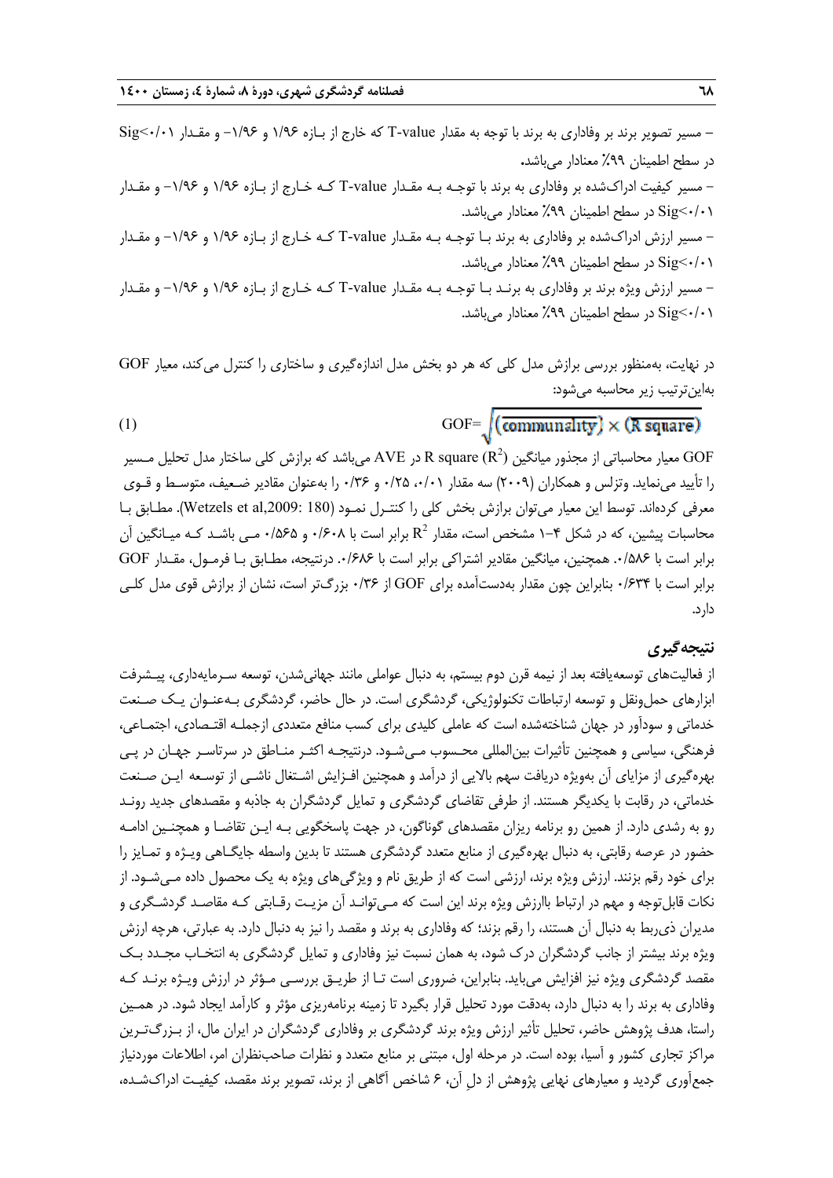– مسیر تصویر برند بر وفاداری به برند با توجه به مقدار T-value که خارج از بازه ۱/۹۶ و ۱/۹۶- و مقدار Sig<۰/۰۱ در سطح اطمینان ۹۹٪ معنادار می‌باشد.

– مسیر کیفیت ادراک‌شده بر وفاداری به برند با توجه به مقدار T-value که خارج از بازه ۱/۹۶ و ۱/۹۶- و مقدار Sig<۰/۰۱ در سطح اطمینان ۹۹٪ معنادار می‌باشد.

– مسیر ارزش ادراک‌شده بر وفاداری به برند با توجه به مقدار T-value که خارج از بازه ۱/۹۶ و ۱/۹۶- و مقدار Sig<۰/۰۱ در سطح اطمینان ۹۹٪ معنادار می‌باشد.

– مسیر ارزش ویژه برند بر وفاداری به برند با توجه به مقدار T-value که خارج از بازه ۱/۹۶ و ۱/۹۶- و مقدار Sig<۰/۰۱ در سطح اطمینان ۹۹٪ معنادار می‌باشد.

در نهایت، به‌منظور بررسی برازش مدل کلی که هر دو بخش مدل اندازه‌گیری و ساختاری را کنترل می‌کند، معیار GOF به‌این‌ترتیب زیر محاسبه می‌شود:

$$GOF=\sqrt{\overline{(communality)} \times \overline{(R\ square)}} \quad (1)$$

GOF معیار محاسباتی از مجذور میانگین R square ($R^2$) در AVE می‌باشد که برازش کلی ساختار مدل تحلیل مسیر را تأیید می‌نماید. وتزلس و همکاران (۲۰۰۹) سه مقدار ۰/۰۱، ۰/۲۵ و ۰/۳۶ را به‌عنوان مقادیر ضعیف، متوسط و قوی معرفی کرده‌اند. توسط این معیار می‌توان برازش بخش کلی را کنترل نمود (Wetzels et al,2009: 180). مطابق با محاسبات پیشین، که در شکل ۴-۱ مشخص است، مقدار $R^2$ برابر است با ۰/۶۰۸ و ۰/۵۶۵ می باشد که میانگین آن برابر است با ۰/۵۸۶. همچنین، میانگین مقادیر اشتراکی برابر است با ۰/۶۸۶. درنتیجه، مطابق با فرمول، مقدار GOF برابر است با ۰/۶۳۴ بنابراین چون مقدار به‌دست‌آمده برای GOF از ۰/۳۶ بزرگ‌تر است، نشان از برازش قوی مدل کلی دارد.

## نتیجه‌گیری

از فعالیت‌های توسعه‌یافته بعد از نیمه قرن دوم بیستم، به دنبال عواملی مانند جهانی‌شدن، توسعه سرمایه‌داری، پیشرفت ابزارهای حمل‌ونقل و توسعه ارتباطات تکنولوژیکی، گردشگری است. در حال حاضر، گردشگری به‌عنوان یک صنعت خدماتی و سودآور در جهان شناخته‌شده است که عاملی کلیدی برای کسب منافع متعددی ازجمله اقتصادی، اجتماعی، فرهنگی، سیاسی و همچنین تأثیرات بین‌المللی محسوب می‌شود. درنتیجه اکثر مناطق در سرتاسر جهان در پی بهره‌گیری از مزایای آن به‌ویژه دریافت سهم بالایی از درآمد و همچنین افزایش اشتغال ناشی از توسعه این صنعت خدماتی، در رقابت با یکدیگر هستند. از طرفی تقاضای گردشگری و تمایل گردشگران به جاذبه و مقصدهای جدید روند رو به رشدی دارد. از همین رو برنامه ریزان مقصدهای گوناگون، در جهت پاسخگویی به این تقاضا و همچنین ادامه حضور در عرصه رقابتی، به دنبال بهره‌گیری از منابع متعدد گردشگری هستند تا بدین واسطه جایگاهی ویژه و تمایز را برای خود رقم بزنند. ارزش ویژه برند، ارزشی است که از طریق نام و ویژگی‌های ویژه به یک محصول داده می‌شود. از نکات قابل‌توجه و مهم در ارتباط باارزش ویژه برند این است که می‌تواند آن مزیت رقابتی که مقاصد گردشگری و مدیران ذی‌ربط به دنبال آن هستند، را رقم بزند؛ که وفاداری به برند و مقصد را نیز به دنبال دارد. به عبارتی، هرچه ارزش ویژه برند بیشتر از جانب گردشگران درک شود، به همان نسبت نیز وفاداری و تمایل گردشگری به انتخاب مجدد یک مقصد گردشگری ویژه نیز افزایش می‌یابد. بنابراین، ضروری است تا از طریق بررسی مؤثر در ارزش ویژه برند که وفاداری به برند را به دنبال دارد، به‌دقت مورد تحلیل قرار بگیرد تا زمینه برنامه‌ریزی مؤثر و کارآمد ایجاد شود. در همین راستا، هدف پژوهش حاضر، تحلیل تأثیر ارزش ویژه برند گردشگری بر وفاداری گردشگران در ایران مال، از بزرگ‌ترین مراکز تجاری کشور و آسیا، بوده است. در مرحله اول، مبتنی بر منابع متعدد و نظرات صاحب‌نظران امر، اطلاعات موردنیاز جمع‌آوری گردید و معیارهای نهایی پژوهش از دلِ آن، ۶ شاخص آگاهی از برند، تصویر برند مقصد، کیفیت ادراک‌شده،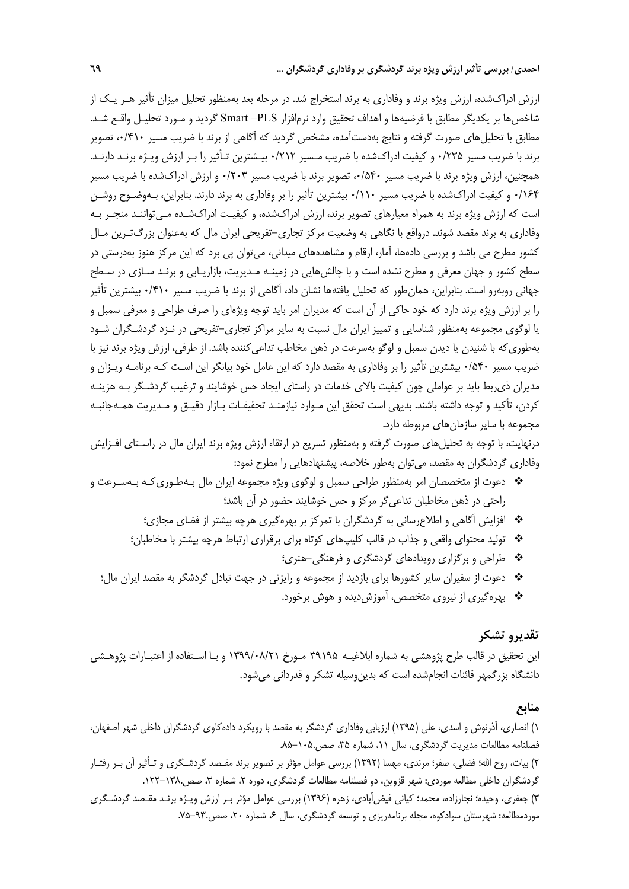ارزش ادراک‌شده، ارزش ویژه برند و وفاداری به برند استخراج شد. در مرحله بعد به‌منظور تحلیل میزان تأثیر هـر یـک از شاخص‌ها بر یکدیگر مطابق با فرضیه‌ها و اهداف تحقیق وارد نرم‌افزار Smart –PLS گردید و مـورد تحلیـل واقـع شـد. مطابق با تحلیل‌های صورت گرفته و نتایج به‌دست‌آمده، مشخص گردید که آگاهی از برند با ضریب مسیر ۰/۴۱۰، تصویر برند با ضریب مسیر ۰/۲۳۵ و کیفیت ادراک‌شده با ضریب مـسیر ۰/۲۱۲ بیـشترین تـأثیر را بـر ارزش ویـژه برنـد دارنـد. همچنین، ارزش ویژه برند با ضریب مسیر ۰/۵۴۰، تصویر برند با ضریب مسیر ۰/۲۰۳ و ارزش ادراک‌شده با ضریب مسیر ۰/۱۶۴ و کیفیت ادراک‌شده با ضریب مسیر ۰/۱۱۰ بیشترین تأثیر را بر وفاداری به برند دارند. بنابراین، بـه‌وضـوح روشـن است که ارزش ویژه برند به همراه معیارهای تصویر برند، ارزش ادراک‌شده، و کیفیـت ادراک‌شـده مـی‌تواننـد منجـر بـه وفاداری به برند مقصد شوند. درواقع با نگاهی به وضعیت مرکز تجاری–تفریحی ایران مال که به‌عنوان بزرگ‌تـرین مـال کشور مطرح می باشد و بررسی داده‌ها، آمار، ارقام و مشاهده‌های میدانی، می‌توان پی برد که این مرکز هنوز به‌درستی در سطح کشور و جهان معرفی و مطرح نشده است و با چالش‌هایی در زمینـه مـدیریت، بازاریـابی و برنـد سـازی در سـطح جهانی روبه‌رو است. بنابراین، همان‌طور که تحلیل یافته‌ها نشان داد، آگاهی از برند با ضریب مسیر ۰/۴۱۰ بیشترین تأثیر را بر ارزش ویژه برند دارد که خود حاکی از آن است که مدیران امر باید توجه ویژه‌ای را صرف طراحی و معرفی سمبل و یا لوگوی مجموعه به‌منظور شناسایی و تمییز ایران مال نسبت به سایر مراکز تجاری–تفریحی در نـزد گردشـگران شـود به‌طوری‌که با شنیدن یا دیدن سمبل و لوگو به‌سرعت در ذهن مخاطب تداعی‌کننده باشد. از طرفی، ارزش ویژه برند نیز با ضریب مسیر ۰/۵۴۰ بیشترین تأثیر را بر وفاداری به مقصد دارد که این عامل خود بیانگر این اسـت کـه برنامـه ریـزان و مدیران ذی‌ربط باید بر عواملی چون کیفیت بالای خدمات در راستای ایجاد حس خوشایند و ترغیب گردشـگر بـه هزینـه کردن، تأکید و توجه داشته باشند. بدیهی است تحقق این مـوارد نیازمنـد تحقیقـات بـازار دقیـق و مـدیریت همـه‌جانبـه مجموعه با سایر سازمان‌های مربوطه دارد.

درنهایت، با توجه به تحلیل‌های صورت گرفته و به‌منظور تسریع در ارتقاء ارزش ویژه برند ایران مال در راسـتای افـزایش وفاداری گردشگران به مقصد، می‌توان به‌طور خلاصه، پیشنهادهایی را مطرح نمود:

- دعوت از متخصصان امر به‌منظور طراحی سمبل و لوگوی ویژه مجموعه ایران مال بـه‌طـوری‌کـه بـه‌سـرعت و راحتی در ذهن مخاطبان تداعی‌گر مرکز و حس خوشایند حضور در آن باشد؛
- افزایش آگاهی و اطلاع‌رسانی به گردشگران با تمرکز بر بهره‌گیری هرچه بیشتر از فضای مجازی؛
- تولید محتوای واقعی و جذاب در قالب کلیپ‌های کوتاه برای برقراری ارتباط هرچه بیشتر با مخاطبان؛
- طراحی و برگزاری رویدادهای گردشگری و فرهنگی–هنری؛
- دعوت از سفیران سایر کشورها برای بازدید از مجموعه و رایزنی در جهت تبادل گردشگر به مقصد ایران مال؛
- بهره‌گیری از نیروی متخصص، آموزش‌دیده و هوش برخورد.

## تقدیرو تشکر

این تحقیق در قالب طرح پژوهشی به شماره ابلاغیـه ۳۹۱۹۵ مـورخ ۱۳۹۹/۰۸/۲۱ و بـا اسـتفاده از اعتبـارات پژوهـشی دانشگاه بزرگمهر قائنات انجام‌شده است که بدین‌وسیله تشکر و قدردانی می‌شود.

## منابع

۱) انصاری، آذرنوش و اسدی، علی (۱۳۹۵) ارزیابی وفاداری گردشگر به مقصد با رویکرد داده‌کاوی گردشگران داخلی شهر اصفهان، فصلنامه مطالعات مدیریت گردشگری، سال ۱۱، شماره ۳۵، صص.۱۰۵-۸۵.

۲) بیات، روح الله؛ فضلی، صفر؛ مرندی، مهسا (۱۳۹۲) بررسی عوامل مؤثر بر تصویر برند مقـصد گردشـگری و تـأثیر آن بـر رفتـار گردشگران داخلی مطالعه موردی: شهر قزوین، دو فصلنامه مطالعات گردشگری، دوره ۲، شماره ۳، صص.۱۳۸-۱۲۲.

۳) جعفری، وحیده؛ نجارزاده، محمد؛ کیانی فیض‌آبادی، زهره (۱۳۹۶) بررسی عوامل مؤثر بـر ارزش ویـژه برنـد مقـصد گردشـگری موردمطالعه: شهرستان سوادکوه، مجله برنامه‌ریزی و توسعه گردشگری، سال ۶، شماره ۲۰، صص.۹۳-۷۵.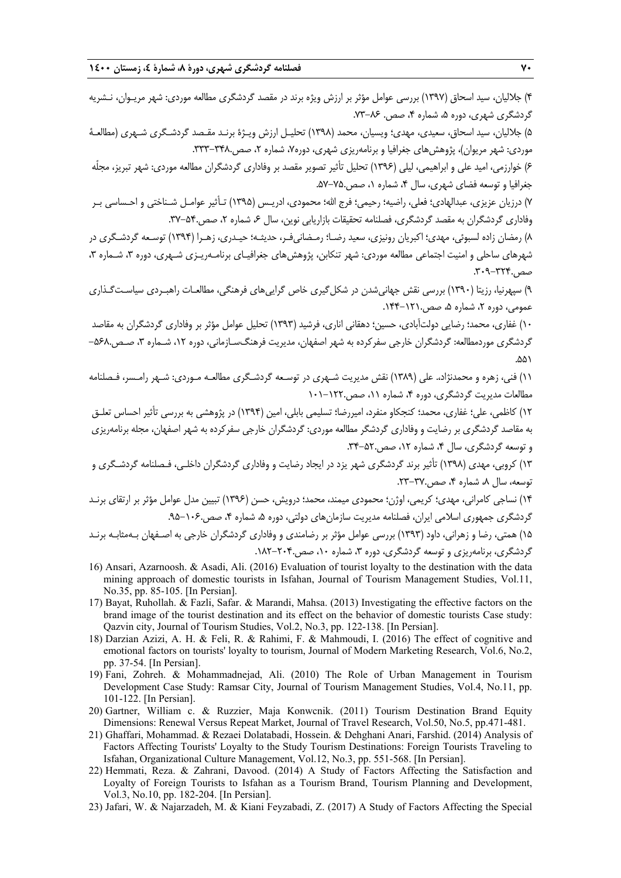۴) جلالیان، سید اسحاق (۱۳۹۷) بررسی عوامل مؤثر بر ارزش ویژه برند در مقصد گردشگری مطالعه موردی: شهر مریوان، نشریه گردشگری شهری، دوره ۵، شماره ۴، صص. ۸۶-۷۳.

۵) جلالیان، سید اسحاق، سعیدی، مهدی؛ ویسیان، محمد (۱۳۹۸) تحلیل ارزش ویژۀ برند مقصد گردشگری شهری (مطالعۀ موردی: شهر مریوان)، پژوهش‌های جغرافیا و برنامه‌ریزی شهری، دوره۷، شماره ۲، صص.۳۴۸-۳۳۳.

۶) خوارزمی، امید علی و ابراهیمی، لیلی (۱۳۹۶) تحلیل تأثیر تصویر مقصد بر وفاداری گردشگران مطالعه موردی: شهر تبریز، مجلّه جغرافیا و توسعه فضای شهری، سال ۴، شماره ۱، صص.۷۵-۵۷.

۷) درزیان عزیزی، عبدالهادی؛ فعلی، راضیه؛ رحیمی؛ فرج الله؛ محمودی، ادریس (۱۳۹۵) تأثیر عوامل شناختی و احساسی بر وفاداری گردشگران به مقصد گردشگری، فصلنامه تحقیقات بازاریابی نوین، سال ۶، شماره ۲، صص.۵۴-۳۷.

۸) رمضان زاده لسبوئی، مهدی؛ اکبریان رونیزی، سعید رضا؛ رمضانی‌فر، حدیثه؛ حیدری، زهرا (۱۳۹۴) توسعه گردشگری در شهرهای ساحلی و امنیت اجتماعی مطالعه موردی: شهر تنکابن، پژوهش‌های جغرافیای برنامه‌ریزی شهری، دوره ۳، شماره ۳، صص.۳۲۴-۳۰۹.

۹) سپهرنیا، رزیتا (۱۳۹۰) بررسی نقش جهانی‌شدن در شکل‌گیری خاص گرایی‌های فرهنگی، مطالعات راهبردی سیاست‌گذاری عمومی، دوره ۲، شماره ۵، صص.۱۲۱-۱۴۴.

۱۰) غفاری، محمد؛ رضایی دولت‌آبادی، حسین؛ دهقانی اناری، فرشید (۱۳۹۳) تحلیل عوامل مؤثر بر وفاداری گردشگران به مقاصد گردشگری موردمطالعه: گردشگران خارجی سفرکرده به شهر اصفهان، مدیریت فرهنگ‌سازمانی، دوره ۱۲، شماره ۳، صص.۵۶۸-۵۵۱.

۱۱) فنی، زهره و محمدنژاد، علی (۱۳۸۹) نقش مدیریت شهری در توسعه گردشگری مطالعه موردی: شهر رامسر، فصلنامه مطالعات مدیریت گردشگری، دوره ۴، شماره ۱۱، صص.۱۲۲-۱۰۱

۱۲) کاظمی، علی؛ غفاری، محمد؛ کنجکاو منفرد، امیررضا؛ تسلیمی بابلی، امین (۱۳۹۴) در پژوهشی به بررسی تأثیر احساس تعلق به مقاصد گردشگری بر رضایت و وفاداری گردشگر مطالعه موردی: گردشگران خارجی سفرکرده به شهر اصفهان، مجله برنامه‌ریزی و توسعه گردشگری، سال ۴، شماره ۱۲، صص.۵۲-۳۴.

۱۳) کروبی، مهدی (۱۳۹۸) تأثیر برند گردشگری شهر یزد در ایجاد رضایت و وفاداری گردشگران داخلی، فصلنامه گردشگری و توسعه، سال ۸، شماره ۴، صص.۳۷-۲۳.

۱۴) نساجی کامرانی، مهدی؛ کریمی، اوژن؛ محمودی میمند، محمد؛ درویش، حسن (۱۳۹۶) تبیین مدل عوامل مؤثر بر ارتقای برند گردشگری جمهوری اسلامی ایران، فصلنامه مدیریت سازمان‌های دولتی، دوره ۵، شماره ۴، صص.۱۰۶-۹۵.

۱۵) همتی، رضا و زهرانی، داود (۱۳۹۳) بررسی عوامل مؤثر بر رضامندی و وفاداری گردشگران خارجی به اصفهان به‌مثابه برند گردشگری، برنامه‌ریزی و توسعه گردشگری، دوره ۳، شماره ۱۰، صص.۲۰۴-۱۸۲.

16) Ansari, Azarnoosh. & Asadi, Ali. (2016) Evaluation of tourist loyalty to the destination with the data mining approach of domestic tourists in Isfahan, Journal of Tourism Management Studies, Vol.11, No.35, pp. 85-105. [In Persian].

17) Bayat, Ruhollah. & Fazli, Safar. & Marandi, Mahsa. (2013) Investigating the effective factors on the brand image of the tourist destination and its effect on the behavior of domestic tourists Case study: Qazvin city, Journal of Tourism Studies, Vol.2, No.3, pp. 122-138. [In Persian].

18) Darzian Azizi, A. H. & Feli, R. & Rahimi, F. & Mahmoudi, I. (2016) The effect of cognitive and emotional factors on tourists' loyalty to tourism, Journal of Modern Marketing Research, Vol.6, No.2, pp. 37-54. [In Persian].

19) Fani, Zohreh. & Mohammadnejad, Ali. (2010) The Role of Urban Management in Tourism Development Case Study: Ramsar City, Journal of Tourism Management Studies, Vol.4, No.11, pp. 101-122. [In Persian].

20) Gartner, William c. & Ruzzier, Maja Konwcnik. (2011) Tourism Destination Brand Equity Dimensions: Renewal Versus Repeat Market, Journal of Travel Research, Vol.50, No.5, pp.471-481.

21) Ghaffari, Mohammad. & Rezaei Dolatabadi, Hossein. & Dehghani Anari, Farshid. (2014) Analysis of Factors Affecting Tourists' Loyalty to the Study Tourism Destinations: Foreign Tourists Traveling to Isfahan, Organizational Culture Management, Vol.12, No.3, pp. 551-568. [In Persian].

22) Hemmati, Reza. & Zahrani, Davood. (2014) A Study of Factors Affecting the Satisfaction and Loyalty of Foreign Tourists to Isfahan as a Tourism Brand, Tourism Planning and Development, Vol.3, No.10, pp. 182-204. [In Persian].

23) Jafari, W. & Najarzadeh, M. & Kiani Feyzabadi, Z. (2017) A Study of Factors Affecting the Special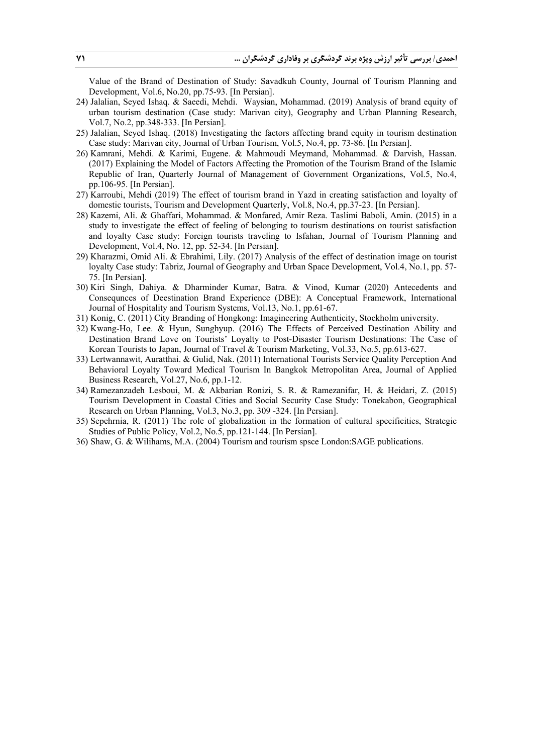Value of the Brand of Destination of Study: Savadkuh County, Journal of Tourism Planning and Development, Vol.6, No.20, pp.75-93. [In Persian].

24) Jalalian, Seyed Ishaq. & Saeedi, Mehdi. Waysian, Mohammad. (2019) Analysis of brand equity of urban tourism destination (Case study: Marivan city), Geography and Urban Planning Research, Vol.7, No.2, pp.348-333. [In Persian].
25) Jalalian, Seyed Ishaq. (2018) Investigating the factors affecting brand equity in tourism destination Case study: Marivan city, Journal of Urban Tourism, Vol.5, No.4, pp. 73-86. [In Persian].
26) Kamrani, Mehdi. & Karimi, Eugene. & Mahmoudi Meymand, Mohammad. & Darvish, Hassan. (2017) Explaining the Model of Factors Affecting the Promotion of the Tourism Brand of the Islamic Republic of Iran, Quarterly Journal of Management of Government Organizations, Vol.5, No.4, pp.106-95. [In Persian].
27) Karroubi, Mehdi (2019) The effect of tourism brand in Yazd in creating satisfaction and loyalty of domestic tourists, Tourism and Development Quarterly, Vol.8, No.4, pp.37-23. [In Persian].
28) Kazemi, Ali. & Ghaffari, Mohammad. & Monfared, Amir Reza. Taslimi Baboli, Amin. (2015) in a study to investigate the effect of feeling of belonging to tourism destinations on tourist satisfaction and loyalty Case study: Foreign tourists traveling to Isfahan, Journal of Tourism Planning and Development, Vol.4, No. 12, pp. 52-34. [In Persian].
29) Kharazmi, Omid Ali. & Ebrahimi, Lily. (2017) Analysis of the effect of destination image on tourist loyalty Case study: Tabriz, Journal of Geography and Urban Space Development, Vol.4, No.1, pp. 57-75. [In Persian].
30) Kiri Singh, Dahiya. & Dharminder Kumar, Batra. & Vinod, Kumar (2020) Antecedents and Consequnces of Deestination Brand Experience (DBE): A Conceptual Framework, International Journal of Hospitality and Tourism Systems, Vol.13, No.1, pp.61-67.
31) Konig, C. (2011) City Branding of Hongkong: Imagineering Authenticity, Stockholm university.
32) Kwang-Ho, Lee. & Hyun, Sunghyup. (2016) The Effects of Perceived Destination Ability and Destination Brand Love on Tourists' Loyalty to Post-Disaster Tourism Destinations: The Case of Korean Tourists to Japan, Journal of Travel & Tourism Marketing, Vol.33, No.5, pp.613-627.
33) Lertwannawit, Auratthai. & Gulid, Nak. (2011) International Tourists Service Quality Perception And Behavioral Loyalty Toward Medical Tourism In Bangkok Metropolitan Area, Journal of Applied Business Research, Vol.27, No.6, pp.1-12.
34) Ramezanzadeh Lesboui, M. & Akbarian Ronizi, S. R. & Ramezanifar, H. & Heidari, Z. (2015) Tourism Development in Coastal Cities and Social Security Case Study: Tonekabon, Geographical Research on Urban Planning, Vol.3, No.3, pp. 309 -324. [In Persian].
35) Sepehrnia, R. (2011) The role of globalization in the formation of cultural specificities, Strategic Studies of Public Policy, Vol.2, No.5, pp.121-144. [In Persian].
36) Shaw, G. & Wilihams, M.A. (2004) Tourism and tourism spsce London:SAGE publications.